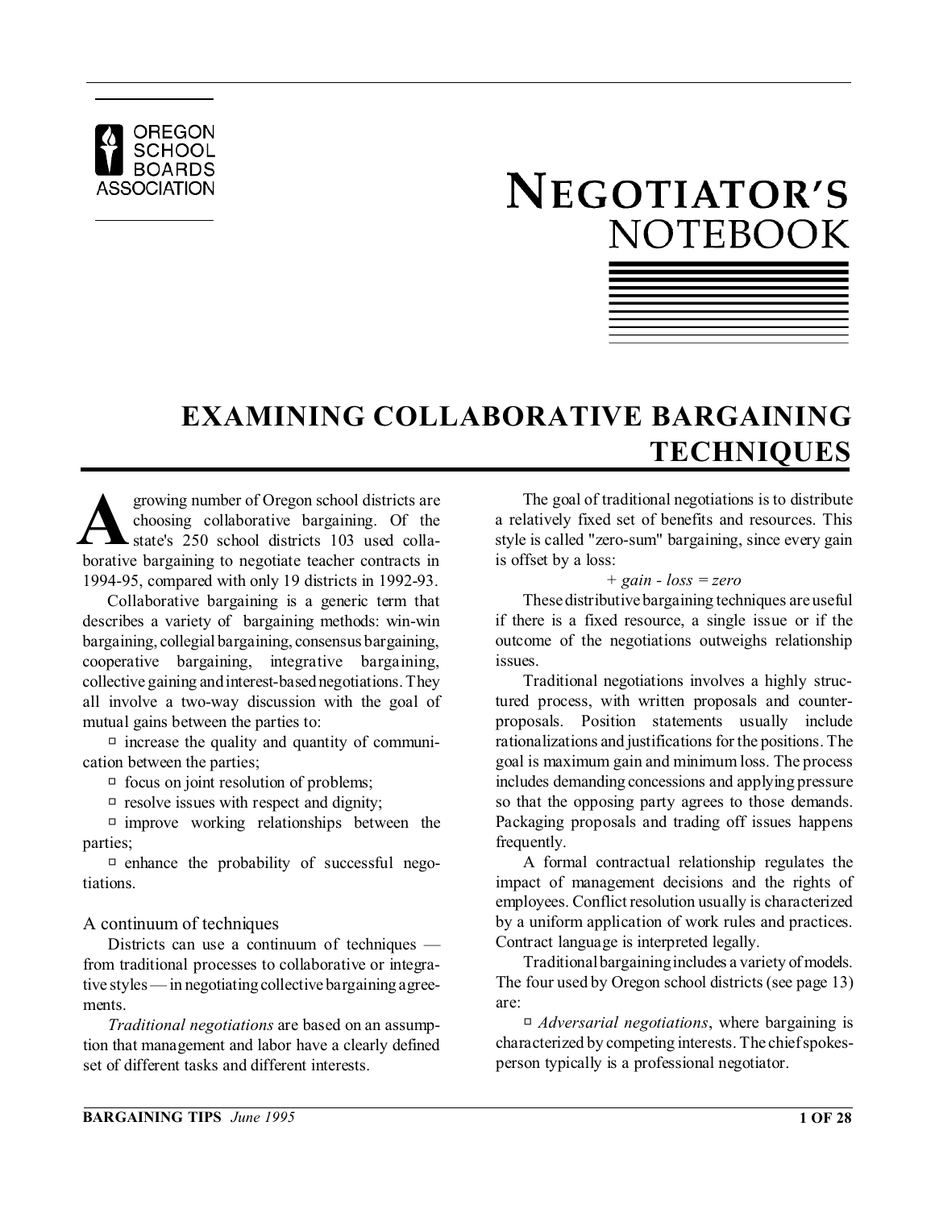OREGON SCHOOL BOARDS ASSOCIATION

# NEGOTIATOR'S NOTEBOOK

## EXAMINING COLLABORATIVE BARGAINING TECHNIQUES

A growing number of Oregon school districts are choosing collaborative bargaining. Of the state's 250 school districts 103 used collaborative bargaining to negotiate teacher contracts in 1994-95, compared with only 19 districts in 1992-93.

Collaborative bargaining is a generic term that describes a variety of bargaining methods: win-win bargaining, collegial bargaining, consensus bargaining, cooperative bargaining, integrative bargaining, collective gaining and interest-based negotiations. They all involve a two-way discussion with the goal of mutual gains between the parties to:

- increase the quality and quantity of communication between the parties;
- focus on joint resolution of problems;
- resolve issues with respect and dignity;
- improve working relationships between the parties;
- enhance the probability of successful negotiations.

### A continuum of techniques

Districts can use a continuum of techniques — from traditional processes to collaborative or integrative styles — in negotiating collective bargaining agreements.

*Traditional negotiations* are based on an assumption that management and labor have a clearly defined set of different tasks and different interests.

The goal of traditional negotiations is to distribute a relatively fixed set of benefits and resources. This style is called "zero-sum" bargaining, since every gain is offset by a loss:

*+ gain - loss = zero*

These distributive bargaining techniques are useful if there is a fixed resource, a single issue or if the outcome of the negotiations outweighs relationship issues.

Traditional negotiations involves a highly structured process, with written proposals and counter-proposals. Position statements usually include rationalizations and justifications for the positions. The goal is maximum gain and minimum loss. The process includes demanding concessions and applying pressure so that the opposing party agrees to those demands. Packaging proposals and trading off issues happens frequently.

A formal contractual relationship regulates the impact of management decisions and the rights of employees. Conflict resolution usually is characterized by a uniform application of work rules and practices. Contract language is interpreted legally.

Traditional bargaining includes a variety of models. The four used by Oregon school districts (see page 13) are:

- *Adversarial negotiations*, where bargaining is characterized by competing interests. The chief spokesperson typically is a professional negotiator.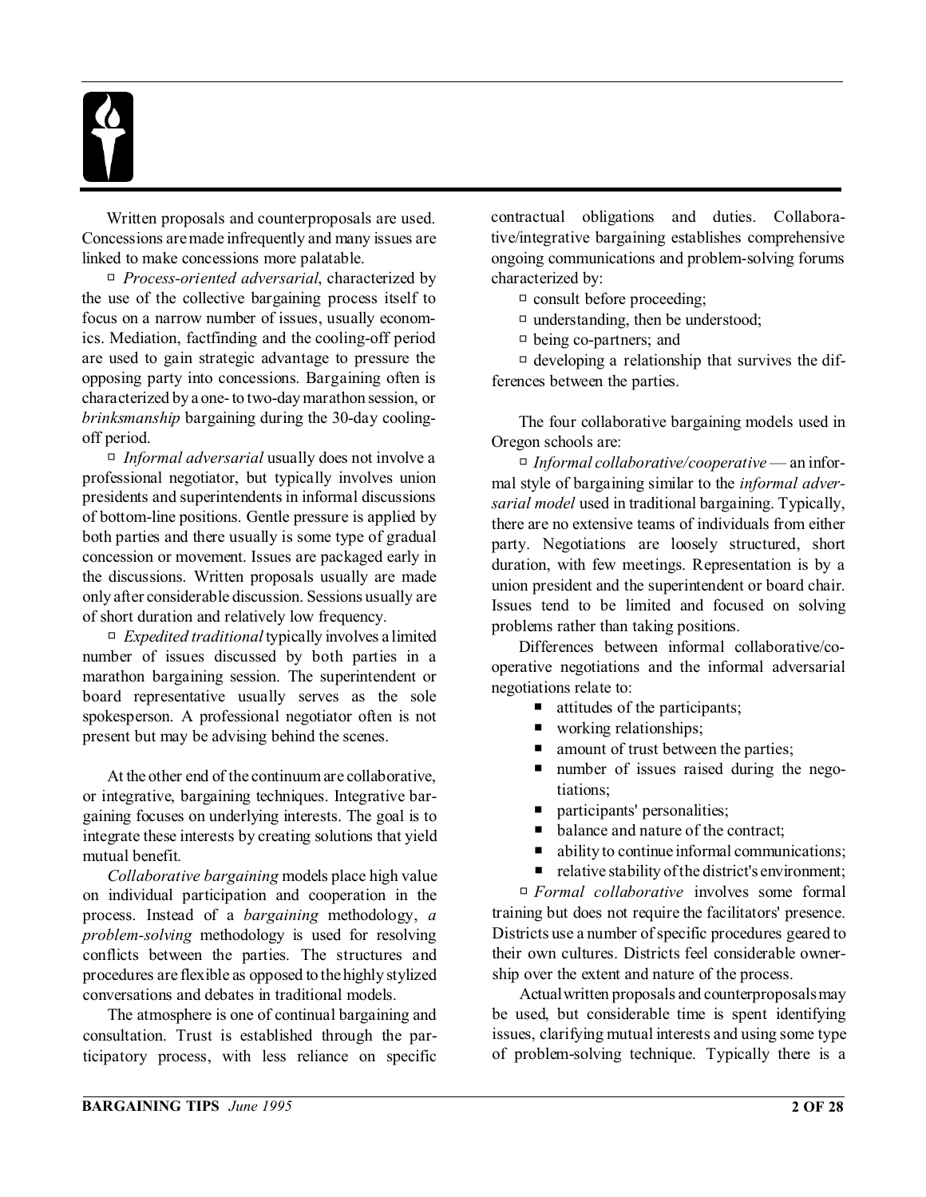Written proposals and counterproposals are used. Concessions are made infrequently and many issues are linked to make concessions more palatable.

- *Process-oriented adversarial*, characterized by the use of the collective bargaining process itself to focus on a narrow number of issues, usually economics. Mediation, factfinding and the cooling-off period are used to gain strategic advantage to pressure the opposing party into concessions. Bargaining often is characterized by a one- to two-day marathon session, or *brinksmanship* bargaining during the 30-day cooling-off period.
- *Informal adversarial* usually does not involve a professional negotiator, but typically involves union presidents and superintendents in informal discussions of bottom-line positions. Gentle pressure is applied by both parties and there usually is some type of gradual concession or movement. Issues are packaged early in the discussions. Written proposals usually are made only after considerable discussion. Sessions usually are of short duration and relatively low frequency.
- *Expedited traditional* typically involves a limited number of issues discussed by both parties in a marathon bargaining session. The superintendent or board representative usually serves as the sole spokesperson. A professional negotiator often is not present but may be advising behind the scenes.

At the other end of the continuum are collaborative, or integrative, bargaining techniques. Integrative bargaining focuses on underlying interests. The goal is to integrate these interests by creating solutions that yield mutual benefit.

*Collaborative bargaining* models place high value on individual participation and cooperation in the process. Instead of a *bargaining* methodology, *a problem-solving* methodology is used for resolving conflicts between the parties. The structures and procedures are flexible as opposed to the highly stylized conversations and debates in traditional models.

The atmosphere is one of continual bargaining and consultation. Trust is established through the participatory process, with less reliance on specific contractual obligations and duties. Collaborative/integrative bargaining establishes comprehensive ongoing communications and problem-solving forums characterized by:

- consult before proceeding;
- understanding, then be understood;
- being co-partners; and
- developing a relationship that survives the differences between the parties.

The four collaborative bargaining models used in Oregon schools are:

- *Informal collaborative/cooperative* — an informal style of bargaining similar to the *informal adversarial model* used in traditional bargaining. Typically, there are no extensive teams of individuals from either party. Negotiations are loosely structured, short duration, with few meetings. Representation is by a union president and the superintendent or board chair. Issues tend to be limited and focused on solving problems rather than taking positions.

Differences between informal collaborative/cooperative negotiations and the informal adversarial negotiations relate to:

- attitudes of the participants;
- working relationships;
- amount of trust between the parties;
- number of issues raised during the negotiations;
- participants' personalities;
- balance and nature of the contract;
- ability to continue informal communications;
- relative stability of the district's environment;

- *Formal collaborative* involves some formal training but does not require the facilitators' presence. Districts use a number of specific procedures geared to their own cultures. Districts feel considerable ownership over the extent and nature of the process.

Actual written proposals and counterproposals may be used, but considerable time is spent identifying issues, clarifying mutual interests and using some type of problem-solving technique. Typically there is a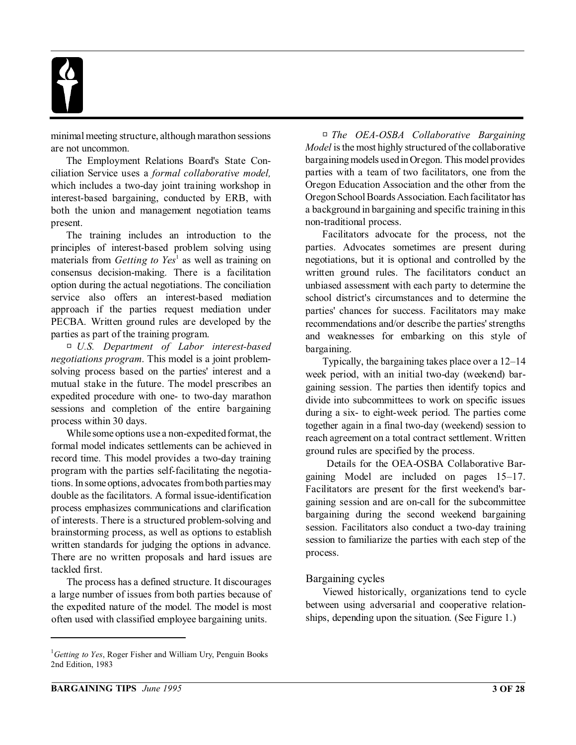minimal meeting structure, although marathon sessions are not uncommon.

The Employment Relations Board's State Conciliation Service uses a *formal collaborative model,* which includes a two-day joint training workshop in interest-based bargaining, conducted by ERB, with both the union and management negotiation teams present.

The training includes an introduction to the principles of interest-based problem solving using materials from *Getting to Yes*[1] as well as training on consensus decision-making. There is a facilitation option during the actual negotiations. The conciliation service also offers an interest-based mediation approach if the parties request mediation under PECBA. Written ground rules are developed by the parties as part of the training program.

- *U.S. Department of Labor interest-based negotiations program*. This model is a joint problem-solving process based on the parties' interest and a mutual stake in the future. The model prescribes an expedited procedure with one- to two-day marathon sessions and completion of the entire bargaining process within 30 days.

While some options use a non-expedited format, the formal model indicates settlements can be achieved in record time. This model provides a two-day training program with the parties self-facilitating the negotiations. In some options, advocates from both parties may double as the facilitators. A formal issue-identification process emphasizes communications and clarification of interests. There is a structured problem-solving and brainstorming process, as well as options to establish written standards for judging the options in advance. There are no written proposals and hard issues are tackled first.

The process has a defined structure. It discourages a large number of issues from both parties because of the expedited nature of the model. The model is most often used with classified employee bargaining units.

- *The OEA-OSBA Collaborative Bargaining Model* is the most highly structured of the collaborative bargaining models used in Oregon. This model provides parties with a team of two facilitators, one from the Oregon Education Association and the other from the Oregon School Boards Association. Each facilitator has a background in bargaining and specific training in this non-traditional process.

Facilitators advocate for the process, not the parties. Advocates sometimes are present during negotiations, but it is optional and controlled by the written ground rules. The facilitators conduct an unbiased assessment with each party to determine the school district's circumstances and to determine the parties' chances for success. Facilitators may make recommendations and/or describe the parties' strengths and weaknesses for embarking on this style of bargaining.

Typically, the bargaining takes place over a 12–14 week period, with an initial two-day (weekend) bargaining session. The parties then identify topics and divide into subcommittees to work on specific issues during a six- to eight-week period. The parties come together again in a final two-day (weekend) session to reach agreement on a total contract settlement. Written ground rules are specified by the process.

Details for the OEA-OSBA Collaborative Bargaining Model are included on pages 15–17. Facilitators are present for the first weekend's bargaining session and are on-call for the subcommittee bargaining during the second weekend bargaining session. Facilitators also conduct a two-day training session to familiarize the parties with each step of the process.

### Bargaining cycles

Viewed historically, organizations tend to cycle between using adversarial and cooperative relationships, depending upon the situation. (See Figure 1.)

---

[1] *Getting to Yes*, Roger Fisher and William Ury, Penguin Books 2nd Edition, 1983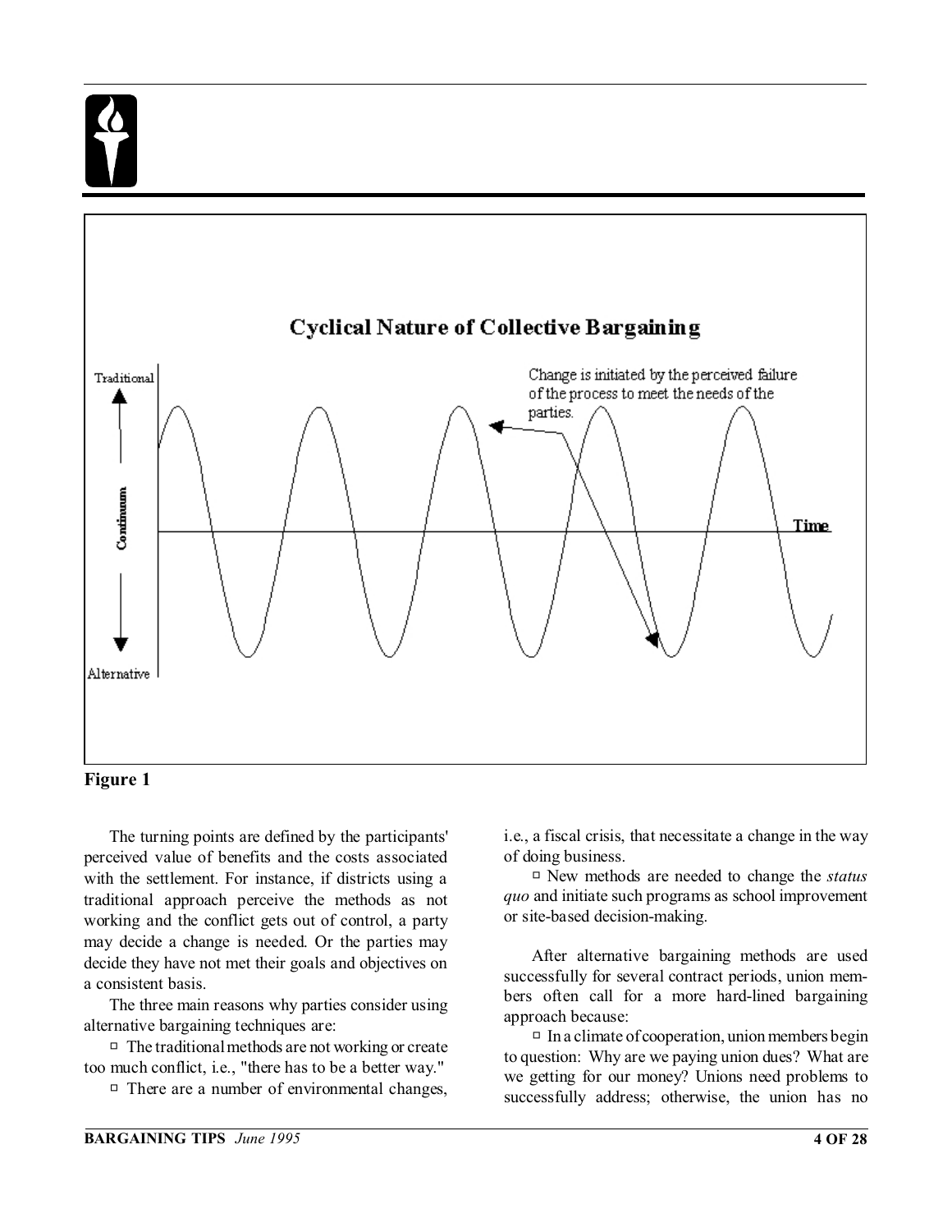**Figure 1**

The turning points are defined by the participants' perceived value of benefits and the costs associated with the settlement. For instance, if districts using a traditional approach perceive the methods as not working and the conflict gets out of control, a party may decide a change is needed. Or the parties may decide they have not met their goals and objectives on a consistent basis.

The three main reasons why parties consider using alternative bargaining techniques are:

- The traditional methods are not working or create too much conflict, i.e., "there has to be a better way."
- There are a number of environmental changes, i.e., a fiscal crisis, that necessitate a change in the way of doing business.
- New methods are needed to change the *status quo* and initiate such programs as school improvement or site-based decision-making.

After alternative bargaining methods are used successfully for several contract periods, union members often call for a more hard-lined bargaining approach because:

- In a climate of cooperation, union members begin to question: Why are we paying union dues? What are we getting for our money? Unions need problems to successfully address; otherwise, the union has no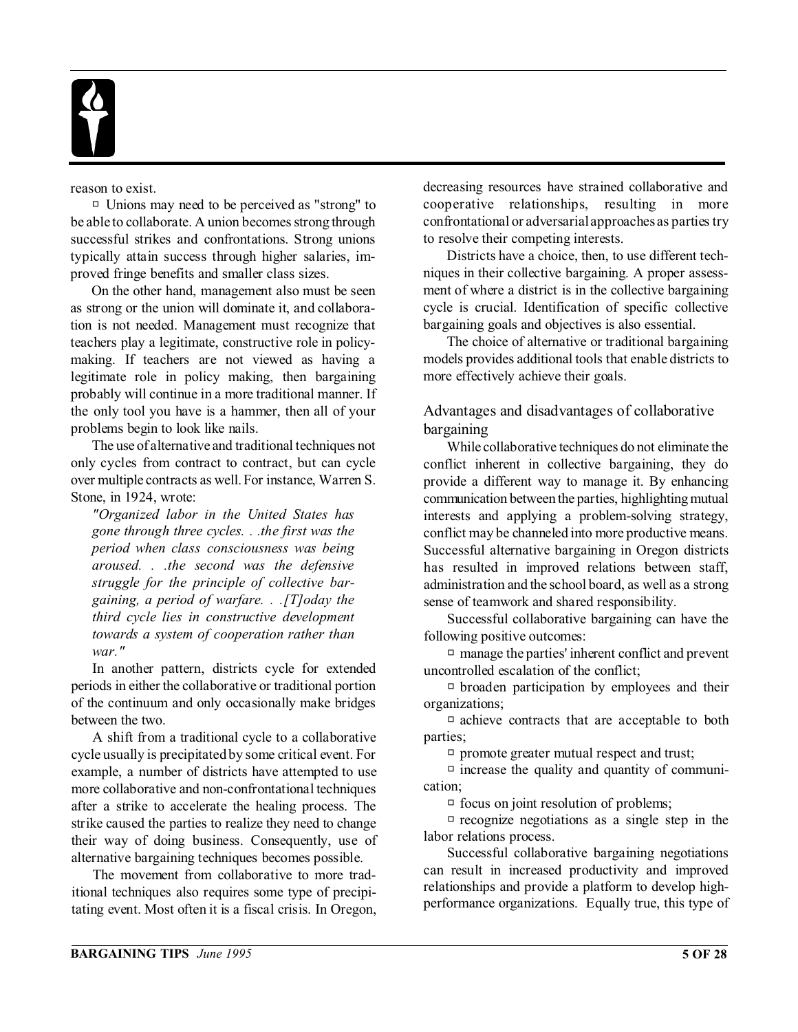reason to exist.

- Unions may need to be perceived as "strong" to be able to collaborate. A union becomes strong through successful strikes and confrontations. Strong unions typically attain success through higher salaries, improved fringe benefits and smaller class sizes.

On the other hand, management also must be seen as strong or the union will dominate it, and collaboration is not needed. Management must recognize that teachers play a legitimate, constructive role in policy-making. If teachers are not viewed as having a legitimate role in policy making, then bargaining probably will continue in a more traditional manner. If the only tool you have is a hammer, then all of your problems begin to look like nails.

The use of alternative and traditional techniques not only cycles from contract to contract, but can cycle over multiple contracts as well. For instance, Warren S. Stone, in 1924, wrote:

> *"Organized labor in the United States has gone through three cycles. . .the first was the period when class consciousness was being aroused. . .the second was the defensive struggle for the principle of collective bargaining, a period of warfare. . .[T]oday the third cycle lies in constructive development towards a system of cooperation rather than war."*

In another pattern, districts cycle for extended periods in either the collaborative or traditional portion of the continuum and only occasionally make bridges between the two.

A shift from a traditional cycle to a collaborative cycle usually is precipitated by some critical event. For example, a number of districts have attempted to use more collaborative and non-confrontational techniques after a strike to accelerate the healing process. The strike caused the parties to realize they need to change their way of doing business. Consequently, use of alternative bargaining techniques becomes possible.

The movement from collaborative to more traditional techniques also requires some type of precipitating event. Most often it is a fiscal crisis. In Oregon, decreasing resources have strained collaborative and cooperative relationships, resulting in more confrontational or adversarial approaches as parties try to resolve their competing interests.

Districts have a choice, then, to use different techniques in their collective bargaining. A proper assessment of where a district is in the collective bargaining cycle is crucial. Identification of specific collective bargaining goals and objectives is also essential.

The choice of alternative or traditional bargaining models provides additional tools that enable districts to more effectively achieve their goals.

## Advantages and disadvantages of collaborative bargaining

While collaborative techniques do not eliminate the conflict inherent in collective bargaining, they do provide a different way to manage it. By enhancing communication between the parties, highlighting mutual interests and applying a problem-solving strategy, conflict may be channeled into more productive means. Successful alternative bargaining in Oregon districts has resulted in improved relations between staff, administration and the school board, as well as a strong sense of teamwork and shared responsibility.

Successful collaborative bargaining can have the following positive outcomes:

- manage the parties' inherent conflict and prevent uncontrolled escalation of the conflict;
- broaden participation by employees and their organizations;
- achieve contracts that are acceptable to both parties;
- promote greater mutual respect and trust;
- increase the quality and quantity of communication;
- focus on joint resolution of problems;
- recognize negotiations as a single step in the labor relations process.

Successful collaborative bargaining negotiations can result in increased productivity and improved relationships and provide a platform to develop high-performance organizations. Equally true, this type of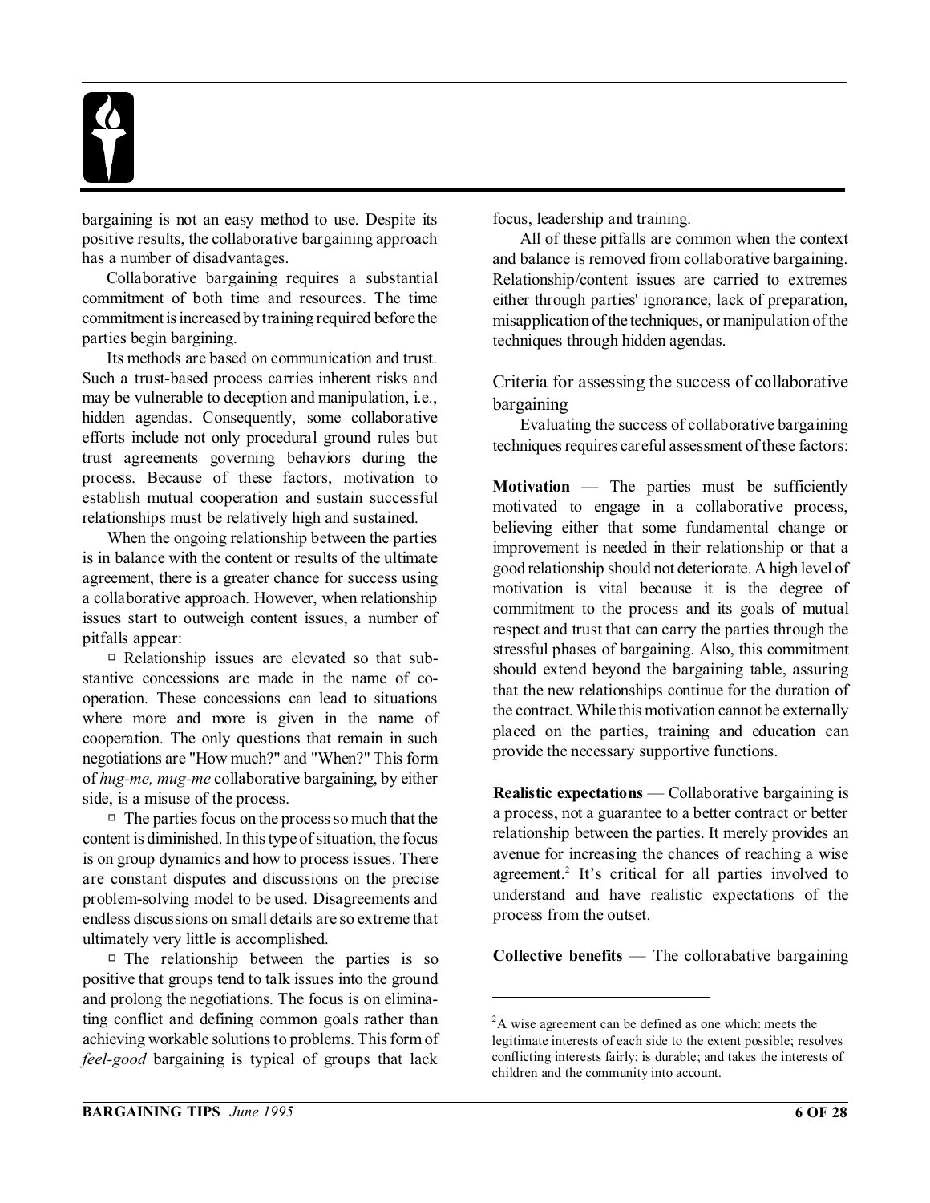bargaining is not an easy method to use. Despite its positive results, the collaborative bargaining approach has a number of disadvantages.

Collaborative bargaining requires a substantial commitment of both time and resources. The time commitment is increased by training required before the parties begin bargining.

Its methods are based on communication and trust. Such a trust-based process carries inherent risks and may be vulnerable to deception and manipulation, i.e., hidden agendas. Consequently, some collaborative efforts include not only procedural ground rules but trust agreements governing behaviors during the process. Because of these factors, motivation to establish mutual cooperation and sustain successful relationships must be relatively high and sustained.

When the ongoing relationship between the parties is in balance with the content or results of the ultimate agreement, there is a greater chance for success using a collaborative approach. However, when relationship issues start to outweigh content issues, a number of pitfalls appear:

- Relationship issues are elevated so that substantive concessions are made in the name of cooperation. These concessions can lead to situations where more and more is given in the name of cooperation. The only questions that remain in such negotiations are "How much?" and "When?" This form of *hug-me, mug-me* collaborative bargaining, by either side, is a misuse of the process.
- The parties focus on the process so much that the content is diminished. In this type of situation, the focus is on group dynamics and how to process issues. There are constant disputes and discussions on the precise problem-solving model to be used. Disagreements and endless discussions on small details are so extreme that ultimately very little is accomplished.
- The relationship between the parties is so positive that groups tend to talk issues into the ground and prolong the negotiations. The focus is on eliminating conflict and defining common goals rather than achieving workable solutions to problems. This form of *feel-good* bargaining is typical of groups that lack focus, leadership and training.

All of these pitfalls are common when the context and balance is removed from collaborative bargaining. Relationship/content issues are carried to extremes either through parties' ignorance, lack of preparation, misapplication of the techniques, or manipulation of the techniques through hidden agendas.

## Criteria for assessing the success of collaborative bargaining

Evaluating the success of collaborative bargaining techniques requires careful assessment of these factors:

**Motivation** — The parties must be sufficiently motivated to engage in a collaborative process, believing either that some fundamental change or improvement is needed in their relationship or that a good relationship should not deteriorate. A high level of motivation is vital because it is the degree of commitment to the process and its goals of mutual respect and trust that can carry the parties through the stressful phases of bargaining. Also, this commitment should extend beyond the bargaining table, assuring that the new relationships continue for the duration of the contract. While this motivation cannot be externally placed on the parties, training and education can provide the necessary supportive functions.

**Realistic expectations** — Collaborative bargaining is a process, not a guarantee to a better contract or better relationship between the parties. It merely provides an avenue for increasing the chances of reaching a wise agreement.[2] It's critical for all parties involved to understand and have realistic expectations of the process from the outset.

**Collective benefits** — The collorabative bargaining

[2] A wise agreement can be defined as one which: meets the legitimate interests of each side to the extent possible; resolves conflicting interests fairly; is durable; and takes the interests of children and the community into account.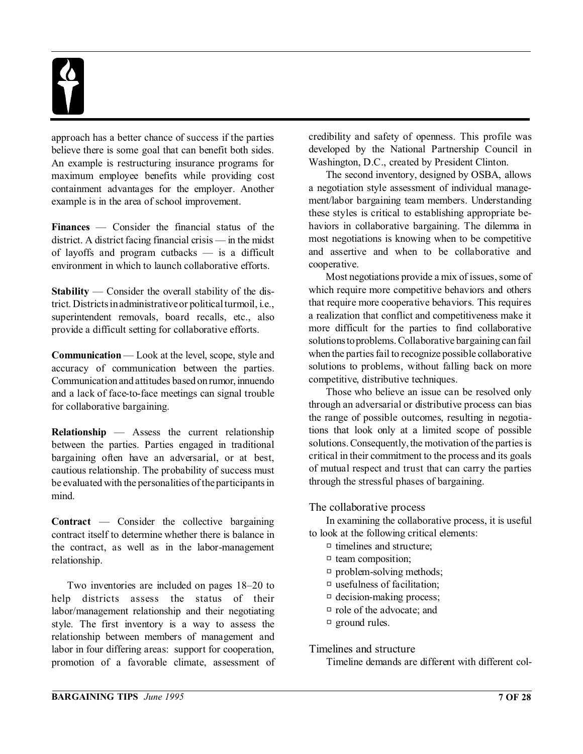approach has a better chance of success if the parties believe there is some goal that can benefit both sides. An example is restructuring insurance programs for maximum employee benefits while providing cost containment advantages for the employer. Another example is in the area of school improvement.

**Finances** — Consider the financial status of the district. A district facing financial crisis — in the midst of layoffs and program cutbacks — is a difficult environment in which to launch collaborative efforts.

**Stability** — Consider the overall stability of the district. Districts in administrative or political turmoil, i.e., superintendent removals, board recalls, etc., also provide a difficult setting for collaborative efforts.

**Communication** — Look at the level, scope, style and accuracy of communication between the parties. Communication and attitudes based on rumor, innuendo and a lack of face-to-face meetings can signal trouble for collaborative bargaining.

**Relationship** — Assess the current relationship between the parties. Parties engaged in traditional bargaining often have an adversarial, or at best, cautious relationship. The probability of success must be evaluated with the personalities of the participants in mind.

**Contract** — Consider the collective bargaining contract itself to determine whether there is balance in the contract, as well as in the labor-management relationship.

Two inventories are included on pages 18–20 to help districts assess the status of their labor/management relationship and their negotiating style. The first inventory is a way to assess the relationship between members of management and labor in four differing areas: support for cooperation, promotion of a favorable climate, assessment of credibility and safety of openness. This profile was developed by the National Partnership Council in Washington, D.C., created by President Clinton.

The second inventory, designed by OSBA, allows a negotiation style assessment of individual management/labor bargaining team members. Understanding these styles is critical to establishing appropriate behaviors in collaborative bargaining. The dilemma in most negotiations is knowing when to be competitive and assertive and when to be collaborative and cooperative.

Most negotiations provide a mix of issues, some of which require more competitive behaviors and others that require more cooperative behaviors. This requires a realization that conflict and competitiveness make it more difficult for the parties to find collaborative solutions to problems. Collaborative bargaining can fail when the parties fail to recognize possible collaborative solutions to problems, without falling back on more competitive, distributive techniques.

Those who believe an issue can be resolved only through an adversarial or distributive process can bias the range of possible outcomes, resulting in negotiations that look only at a limited scope of possible solutions. Consequently, the motivation of the parties is critical in their commitment to the process and its goals of mutual respect and trust that can carry the parties through the stressful phases of bargaining.

## The collaborative process

In examining the collaborative process, it is useful to look at the following critical elements:

- timelines and structure;
- team composition;
- problem-solving methods;
- usefulness of facilitation;
- decision-making process;
- role of the advocate; and
- ground rules.

## Timelines and structure

Timeline demands are different with different col-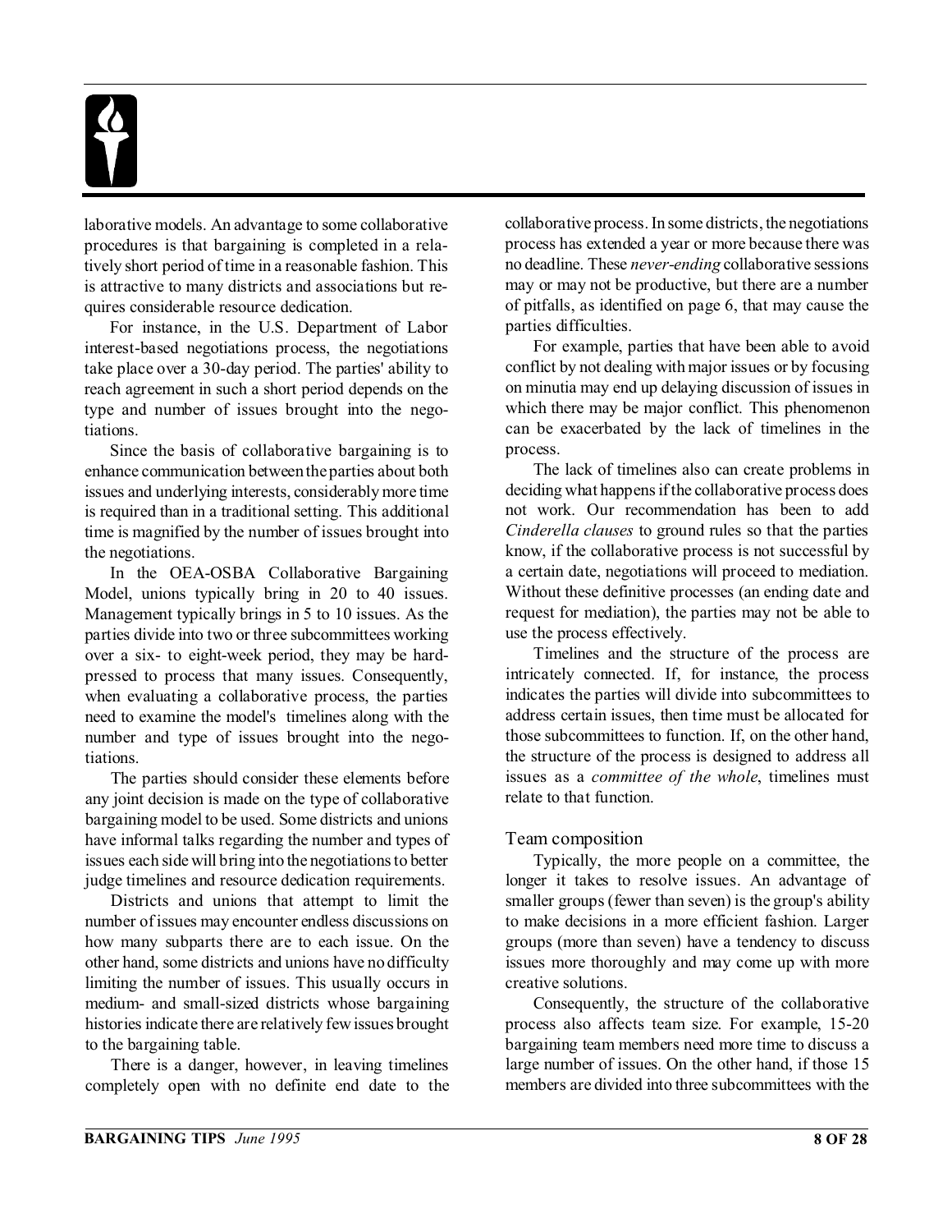laborative models. An advantage to some collaborative procedures is that bargaining is completed in a relatively short period of time in a reasonable fashion. This is attractive to many districts and associations but requires considerable resource dedication.

For instance, in the U.S. Department of Labor interest-based negotiations process, the negotiations take place over a 30-day period. The parties' ability to reach agreement in such a short period depends on the type and number of issues brought into the negotiations.

Since the basis of collaborative bargaining is to enhance communication between the parties about both issues and underlying interests, considerably more time is required than in a traditional setting. This additional time is magnified by the number of issues brought into the negotiations.

In the OEA-OSBA Collaborative Bargaining Model, unions typically bring in 20 to 40 issues. Management typically brings in 5 to 10 issues. As the parties divide into two or three subcommittees working over a six- to eight-week period, they may be hard-pressed to process that many issues. Consequently, when evaluating a collaborative process, the parties need to examine the model's timelines along with the number and type of issues brought into the negotiations.

The parties should consider these elements before any joint decision is made on the type of collaborative bargaining model to be used. Some districts and unions have informal talks regarding the number and types of issues each side will bring into the negotiations to better judge timelines and resource dedication requirements.

Districts and unions that attempt to limit the number of issues may encounter endless discussions on how many subparts there are to each issue. On the other hand, some districts and unions have no difficulty limiting the number of issues. This usually occurs in medium- and small-sized districts whose bargaining histories indicate there are relatively few issues brought to the bargaining table.

There is a danger, however, in leaving timelines completely open with no definite end date to the collaborative process. In some districts, the negotiations process has extended a year or more because there was no deadline. These *never-ending* collaborative sessions may or may not be productive, but there are a number of pitfalls, as identified on page 6, that may cause the parties difficulties.

For example, parties that have been able to avoid conflict by not dealing with major issues or by focusing on minutia may end up delaying discussion of issues in which there may be major conflict. This phenomenon can be exacerbated by the lack of timelines in the process.

The lack of timelines also can create problems in deciding what happens if the collaborative process does not work. Our recommendation has been to add *Cinderella clauses* to ground rules so that the parties know, if the collaborative process is not successful by a certain date, negotiations will proceed to mediation. Without these definitive processes (an ending date and request for mediation), the parties may not be able to use the process effectively.

Timelines and the structure of the process are intricately connected. If, for instance, the process indicates the parties will divide into subcommittees to address certain issues, then time must be allocated for those subcommittees to function. If, on the other hand, the structure of the process is designed to address all issues as a *committee of the whole*, timelines must relate to that function.

## Team composition

Typically, the more people on a committee, the longer it takes to resolve issues. An advantage of smaller groups (fewer than seven) is the group's ability to make decisions in a more efficient fashion. Larger groups (more than seven) have a tendency to discuss issues more thoroughly and may come up with more creative solutions.

Consequently, the structure of the collaborative process also affects team size. For example, 15-20 bargaining team members need more time to discuss a large number of issues. On the other hand, if those 15 members are divided into three subcommittees with the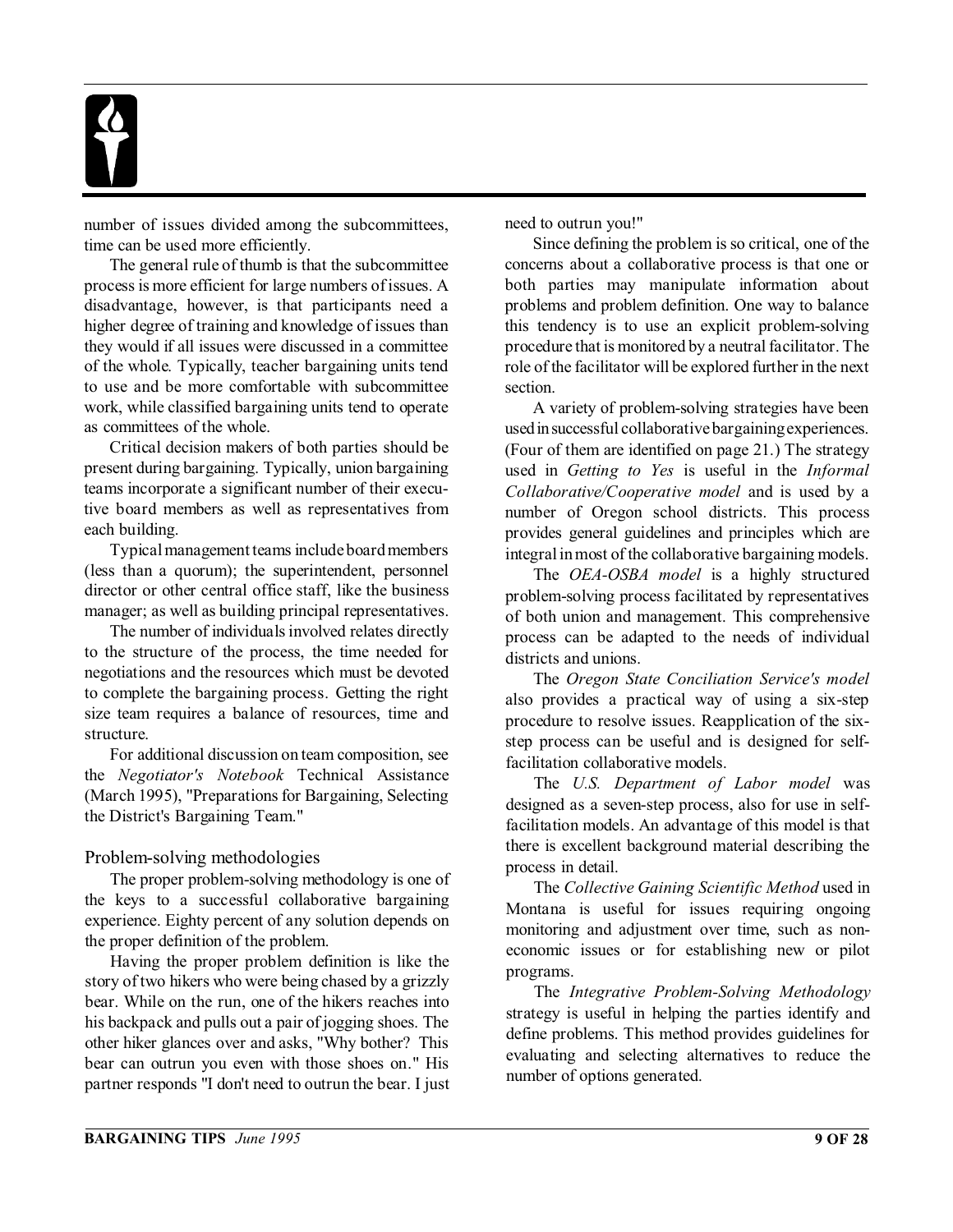number of issues divided among the subcommittees, time can be used more efficiently.

The general rule of thumb is that the subcommittee process is more efficient for large numbers of issues. A disadvantage, however, is that participants need a higher degree of training and knowledge of issues than they would if all issues were discussed in a committee of the whole. Typically, teacher bargaining units tend to use and be more comfortable with subcommittee work, while classified bargaining units tend to operate as committees of the whole.

Critical decision makers of both parties should be present during bargaining. Typically, union bargaining teams incorporate a significant number of their executive board members as well as representatives from each building.

Typical management teams include board members (less than a quorum); the superintendent, personnel director or other central office staff, like the business manager; as well as building principal representatives.

The number of individuals involved relates directly to the structure of the process, the time needed for negotiations and the resources which must be devoted to complete the bargaining process. Getting the right size team requires a balance of resources, time and structure.

For additional discussion on team composition, see the *Negotiator's Notebook* Technical Assistance (March 1995), "Preparations for Bargaining, Selecting the District's Bargaining Team."

## Problem-solving methodologies

The proper problem-solving methodology is one of the keys to a successful collaborative bargaining experience. Eighty percent of any solution depends on the proper definition of the problem.

Having the proper problem definition is like the story of two hikers who were being chased by a grizzly bear. While on the run, one of the hikers reaches into his backpack and pulls out a pair of jogging shoes. The other hiker glances over and asks, "Why bother? This bear can outrun you even with those shoes on." His partner responds "I don't need to outrun the bear. I just need to outrun you!"

Since defining the problem is so critical, one of the concerns about a collaborative process is that one or both parties may manipulate information about problems and problem definition. One way to balance this tendency is to use an explicit problem-solving procedure that is monitored by a neutral facilitator. The role of the facilitator will be explored further in the next section.

A variety of problem-solving strategies have been used in successful collaborative bargaining experiences. (Four of them are identified on page 21.) The strategy used in *Getting to Yes* is useful in the *Informal Collaborative/Cooperative model* and is used by a number of Oregon school districts. This process provides general guidelines and principles which are integral in most of the collaborative bargaining models.

The *OEA-OSBA model* is a highly structured problem-solving process facilitated by representatives of both union and management. This comprehensive process can be adapted to the needs of individual districts and unions.

The *Oregon State Conciliation Service's model* also provides a practical way of using a six-step procedure to resolve issues. Reapplication of the six-step process can be useful and is designed for self-facilitation collaborative models.

The *U.S. Department of Labor model* was designed as a seven-step process, also for use in self-facilitation models. An advantage of this model is that there is excellent background material describing the process in detail.

The *Collective Gaining Scientific Method* used in Montana is useful for issues requiring ongoing monitoring and adjustment over time, such as non-economic issues or for establishing new or pilot programs.

The *Integrative Problem-Solving Methodology* strategy is useful in helping the parties identify and define problems. This method provides guidelines for evaluating and selecting alternatives to reduce the number of options generated.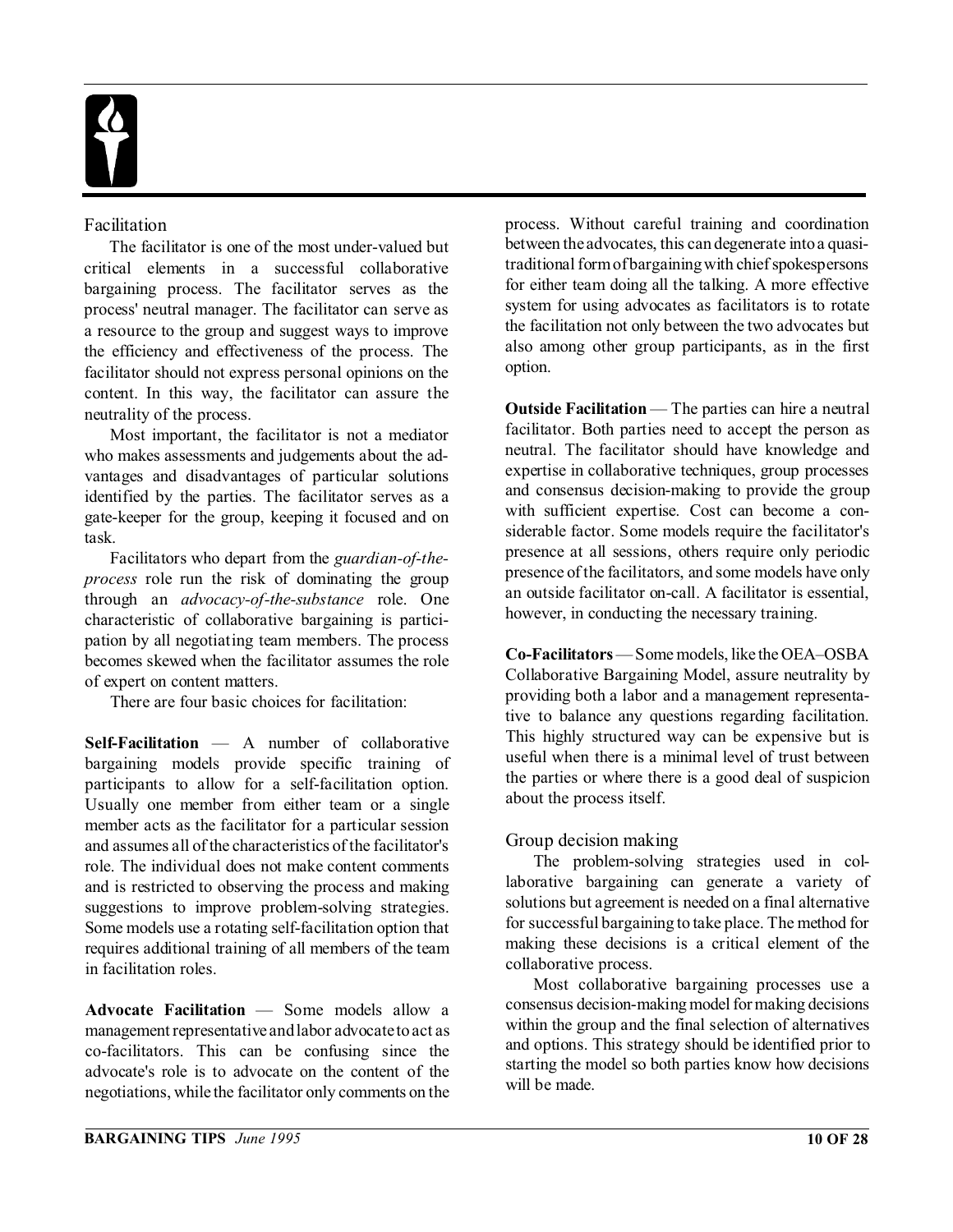## Facilitation

The facilitator is one of the most under-valued but critical elements in a successful collaborative bargaining process. The facilitator serves as the process' neutral manager. The facilitator can serve as a resource to the group and suggest ways to improve the efficiency and effectiveness of the process. The facilitator should not express personal opinions on the content. In this way, the facilitator can assure the neutrality of the process.

Most important, the facilitator is not a mediator who makes assessments and judgements about the advantages and disadvantages of particular solutions identified by the parties. The facilitator serves as a gate-keeper for the group, keeping it focused and on task.

Facilitators who depart from the *guardian-of-the-process* role run the risk of dominating the group through an *advocacy-of-the-substance* role. One characteristic of collaborative bargaining is participation by all negotiating team members. The process becomes skewed when the facilitator assumes the role of expert on content matters.

There are four basic choices for facilitation:

**Self-Facilitation** — A number of collaborative bargaining models provide specific training of participants to allow for a self-facilitation option. Usually one member from either team or a single member acts as the facilitator for a particular session and assumes all of the characteristics of the facilitator's role. The individual does not make content comments and is restricted to observing the process and making suggestions to improve problem-solving strategies. Some models use a rotating self-facilitation option that requires additional training of all members of the team in facilitation roles.

**Advocate Facilitation** — Some models allow a management representative and labor advocate to act as co-facilitators. This can be confusing since the advocate's role is to advocate on the content of the negotiations, while the facilitator only comments on the process. Without careful training and coordination between the advocates, this can degenerate into a quasi-traditional form of bargaining with chief spokespersons for either team doing all the talking. A more effective system for using advocates as facilitators is to rotate the facilitation not only between the two advocates but also among other group participants, as in the first option.

**Outside Facilitation** — The parties can hire a neutral facilitator. Both parties need to accept the person as neutral. The facilitator should have knowledge and expertise in collaborative techniques, group processes and consensus decision-making to provide the group with sufficient expertise. Cost can become a considerable factor. Some models require the facilitator's presence at all sessions, others require only periodic presence of the facilitators, and some models have only an outside facilitator on-call. A facilitator is essential, however, in conducting the necessary training.

**Co-Facilitators** — Some models, like the OEA–OSBA Collaborative Bargaining Model, assure neutrality by providing both a labor and a management representative to balance any questions regarding facilitation. This highly structured way can be expensive but is useful when there is a minimal level of trust between the parties or where there is a good deal of suspicion about the process itself.

## Group decision making

The problem-solving strategies used in collaborative bargaining can generate a variety of solutions but agreement is needed on a final alternative for successful bargaining to take place. The method for making these decisions is a critical element of the collaborative process.

Most collaborative bargaining processes use a consensus decision-making model for making decisions within the group and the final selection of alternatives and options. This strategy should be identified prior to starting the model so both parties know how decisions will be made.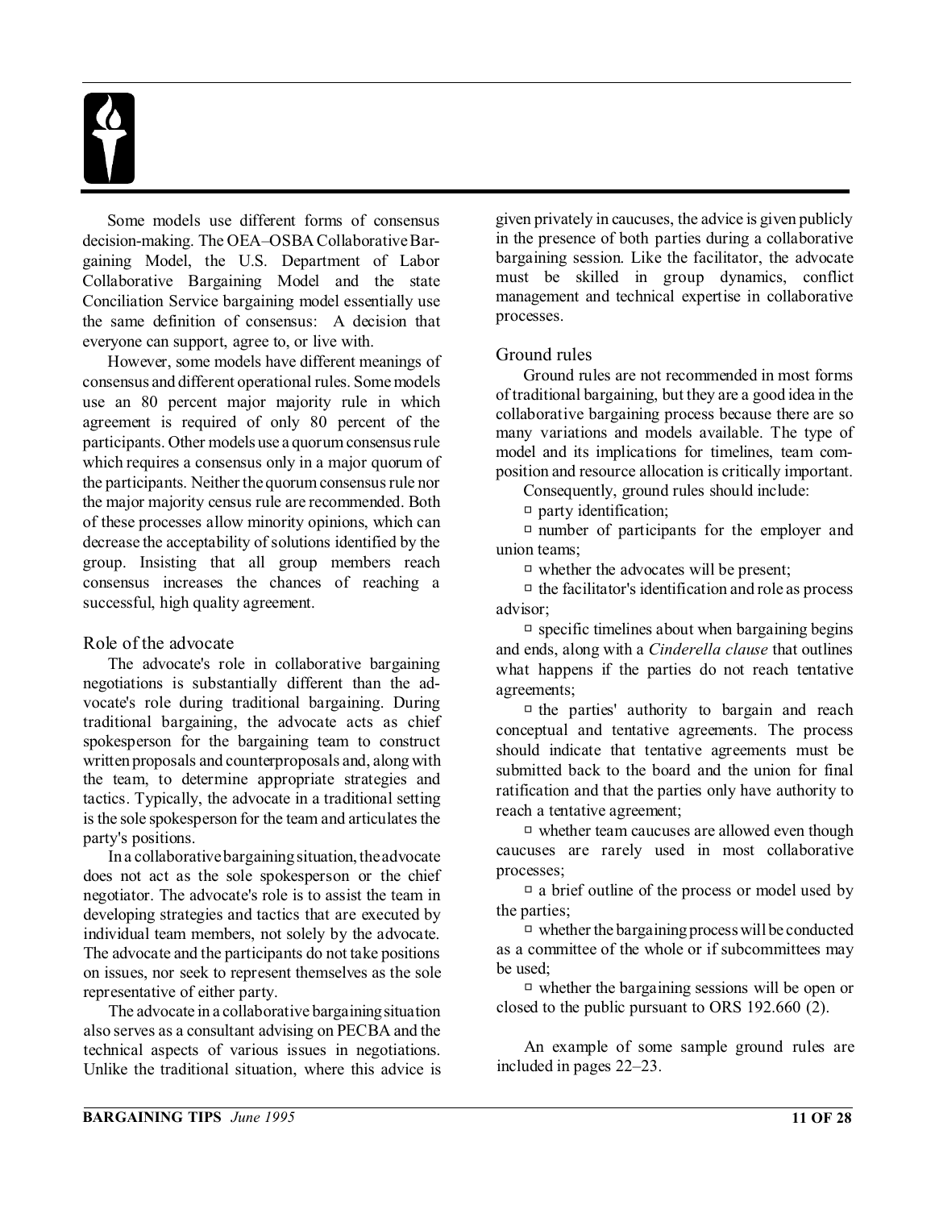Some models use different forms of consensus decision-making. The OEA–OSBA Collaborative Bargaining Model, the U.S. Department of Labor Collaborative Bargaining Model and the state Conciliation Service bargaining model essentially use the same definition of consensus: A decision that everyone can support, agree to, or live with.

However, some models have different meanings of consensus and different operational rules. Some models use an 80 percent major majority rule in which agreement is required of only 80 percent of the participants. Other models use a quorum consensus rule which requires a consensus only in a major quorum of the participants. Neither the quorum consensus rule nor the major majority census rule are recommended. Both of these processes allow minority opinions, which can decrease the acceptability of solutions identified by the group. Insisting that all group members reach consensus increases the chances of reaching a successful, high quality agreement.

## Role of the advocate

The advocate's role in collaborative bargaining negotiations is substantially different than the advocate's role during traditional bargaining. During traditional bargaining, the advocate acts as chief spokesperson for the bargaining team to construct written proposals and counterproposals and, along with the team, to determine appropriate strategies and tactics. Typically, the advocate in a traditional setting is the sole spokesperson for the team and articulates the party's positions.

In a collaborative bargaining situation, the advocate does not act as the sole spokesperson or the chief negotiator. The advocate's role is to assist the team in developing strategies and tactics that are executed by individual team members, not solely by the advocate. The advocate and the participants do not take positions on issues, nor seek to represent themselves as the sole representative of either party.

The advocate in a collaborative bargaining situation also serves as a consultant advising on PECBA and the technical aspects of various issues in negotiations. Unlike the traditional situation, where this advice is given privately in caucuses, the advice is given publicly in the presence of both parties during a collaborative bargaining session. Like the facilitator, the advocate must be skilled in group dynamics, conflict management and technical expertise in collaborative processes.

## Ground rules

Ground rules are not recommended in most forms of traditional bargaining, but they are a good idea in the collaborative bargaining process because there are so many variations and models available. The type of model and its implications for timelines, team composition and resource allocation is critically important.

Consequently, ground rules should include:

- party identification;
- number of participants for the employer and union teams;
- whether the advocates will be present;
- the facilitator's identification and role as process advisor;
- specific timelines about when bargaining begins and ends, along with a *Cinderella clause* that outlines what happens if the parties do not reach tentative agreements;
- the parties' authority to bargain and reach conceptual and tentative agreements. The process should indicate that tentative agreements must be submitted back to the board and the union for final ratification and that the parties only have authority to reach a tentative agreement;
- whether team caucuses are allowed even though caucuses are rarely used in most collaborative processes;
- a brief outline of the process or model used by the parties;
- whether the bargaining process will be conducted as a committee of the whole or if subcommittees may be used;
- whether the bargaining sessions will be open or closed to the public pursuant to ORS 192.660 (2).

An example of some sample ground rules are included in pages 22–23.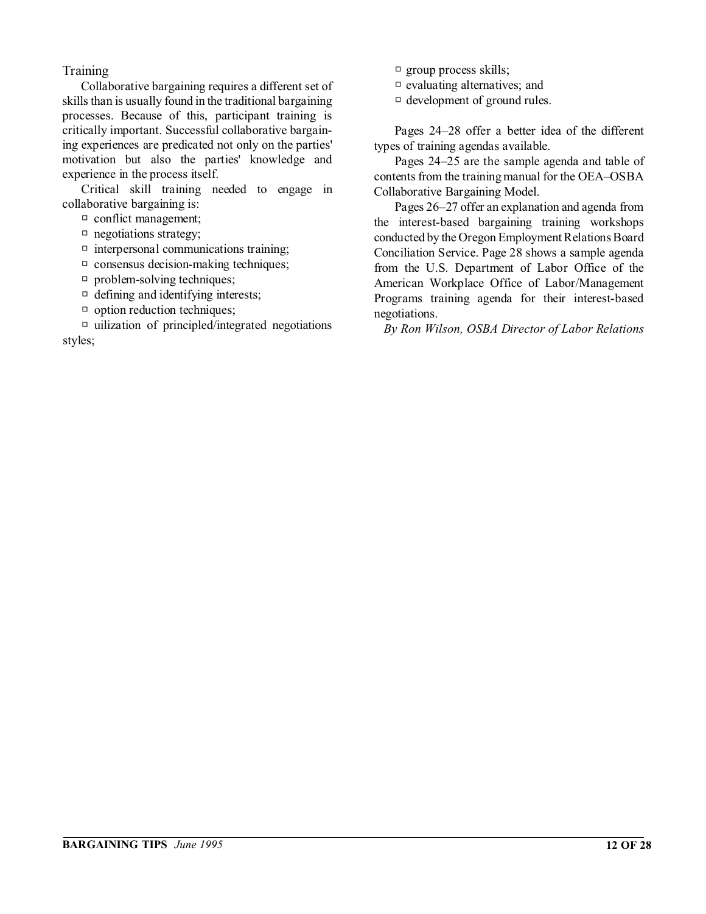## Training

Collaborative bargaining requires a different set of skills than is usually found in the traditional bargaining processes. Because of this, participant training is critically important. Successful collaborative bargaining experiences are predicated not only on the parties' motivation but also the parties' knowledge and experience in the process itself.

Critical skill training needed to engage in collaborative bargaining is:

- conflict management;
- negotiations strategy;
- interpersonal communications training;
- consensus decision-making techniques;
- problem-solving techniques;
- defining and identifying interests;
- option reduction techniques;
- uilization of principled/integrated negotiations styles;
- group process skills;
- evaluating alternatives; and
- development of ground rules.

Pages 24–28 offer a better idea of the different types of training agendas available.

Pages 24–25 are the sample agenda and table of contents from the training manual for the OEA–OSBA Collaborative Bargaining Model.

Pages 26–27 offer an explanation and agenda from the interest-based bargaining training workshops conducted by the Oregon Employment Relations Board Conciliation Service. Page 28 shows a sample agenda from the U.S. Department of Labor Office of the American Workplace Office of Labor/Management Programs training agenda for their interest-based negotiations.

*By Ron Wilson, OSBA Director of Labor Relations*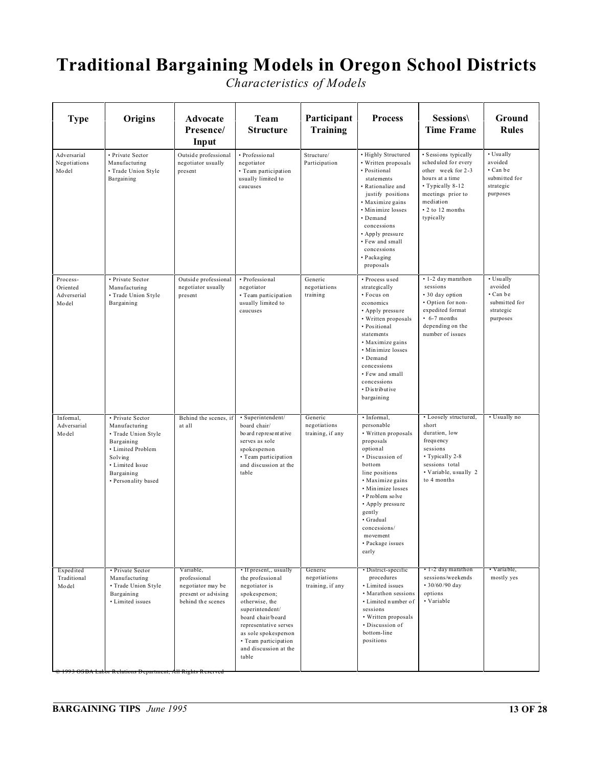# Traditional Bargaining Models in Oregon School Districts

*Characteristics of Models*

| Type | Origins | Advocate Presence/ Input | Team Structure | Participant Training | Process | Sessions\ Time Frame | Ground Rules |
|---|---|---|---|---|---|---|---|
| Adversarial Negotiations Model | • Private Sector Manufacturing<br>• Trade Union Style Bargaining | Outside professional negotiator usually present | • Professional negotiator<br>• Team participation usually limited to caucuses | Structure/ Participation | • Highly Structured<br>• Written proposals<br>• Positional statements<br>• Rationalize and justify positions<br>• Maximize gains<br>• Minimize losses<br>• Demand concessions<br>• Apply pressure<br>• Few and small concessions<br>• Packaging proposals | • Sessions typically scheduled for every other week for 2-3 hours at a time<br>• Typically 8-12 meetings prior to mediation<br>• 2 to 12 months typically | • Usually avoided<br>• Can be submitted for strategic purposes |
| Process-Oriented Adverserial Model | • Private Sector Manufacturing<br>• Trade Union Style Bargaining | Outside professional negotiator usually present | • Professional negotiator<br>• Team participation usually limited to caucuses | Generic negotiations training | • Process used strategically<br>• Focus on economics<br>• Apply pressure<br>• Written proposals<br>• Positional statements<br>• Maximize gains<br>• Minimize losses<br>• Demand concessions<br>• Few and small concessions<br>• Distributive bargaining | • 1-2 day marathon sessions<br>• 30 day option<br>• Option for non-expedited format<br>• 6-7 months depending on the number of issues | • Usually avoided<br>• Can be submitted for strategic purposes |
| Informal, Adversarial Model | • Private Sector Manufacturing<br>• Trade Union Style Bargaining<br>• Limited Problem Solving<br>• Limited Issue Bargaining<br>• Personality based | Behind the scenes, if at all | • Superintendent/ board chair/ board representative serves as sole spokesperson<br>• Team participation and discussion at the table | Generic negotiations training, if any | • Informal, personable<br>• Written proposals optional<br>• Discussion of bottom line positions<br>• Maximize gains<br>• Minimize losses<br>• Problem solve<br>• Apply pressure gently<br>• Gradual concessions/ movement<br>• Package issues early | • Loosely structured, short duration, low frequency sessions<br>• Typically 2-8 sessions total<br>• Variable, usually 2 to 4 months | • Usually no |
| Expedited Traditional Model | • Private Sector Manufacturing<br>• Trade Union Style Bargaining<br>• Limited issues | Variable, professional negotiator may be present or advising behind the scenes | • If present,, usually the professional negotiator is spokesperson; otherwise, the superintendent/ board chair/board representative serves as sole spokesperson<br>• Team participation and discussion at the table | Generic negotiations training, if any | • District-specific procedures<br>• Limited issues<br>• Marathon sessions<br>• Limited number of sessions<br>• Written proposals<br>• Discussion of bottom-line positions | • 1-2 day marathon sessions/weekends<br>• 30/60/90 day options<br>• Variable | • Variable, mostly yes |

© 1993 OSBA Labor Relations Department, All Rights Reserved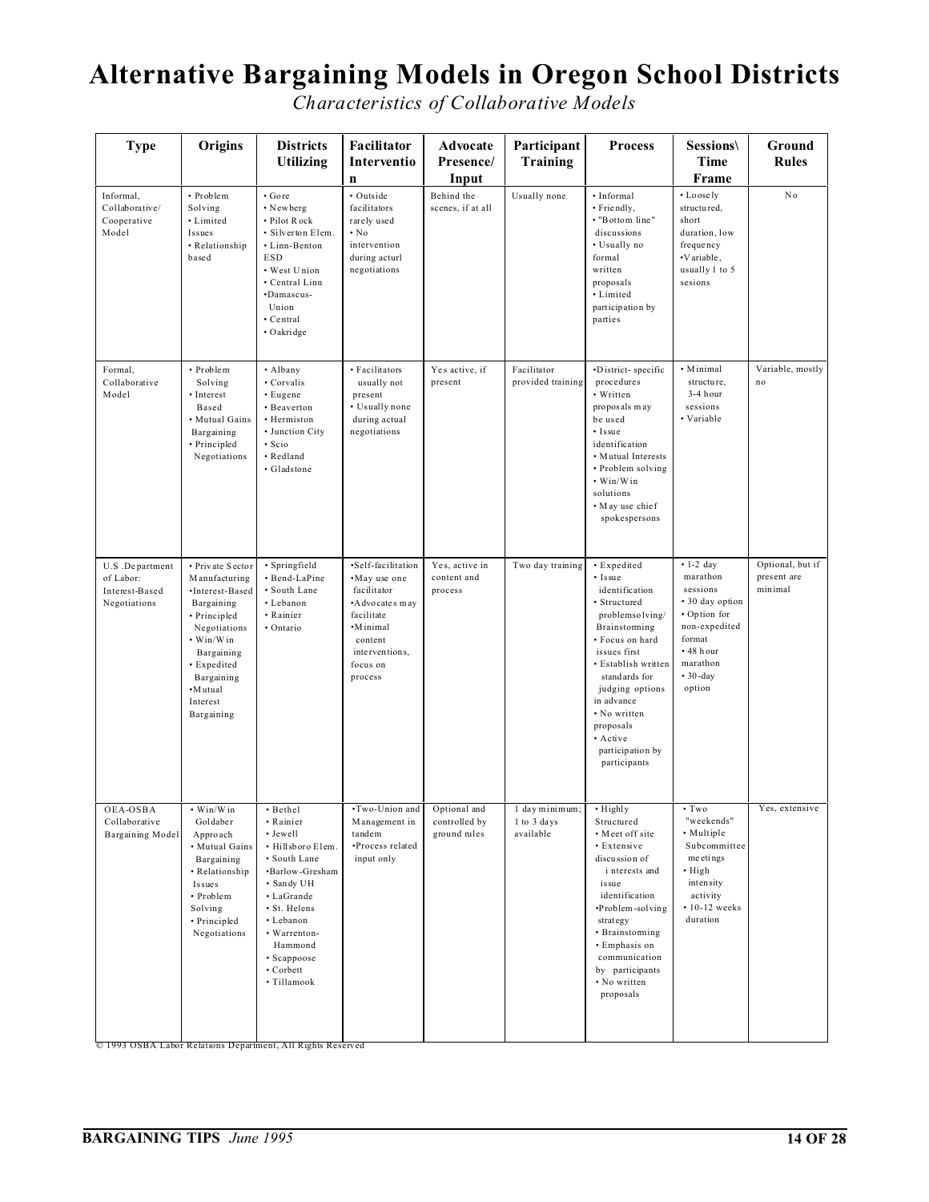# Alternative Bargaining Models in Oregon School Districts

*Characteristics of Collaborative Models*

| Type | Origins | Districts Utilizing | Facilitator Intervention | Advocate Presence/ Input | Participant Training | Process | Sessions\ Time Frame | Ground Rules |
|---|---|---|---|---|---|---|---|---|
| Informal, Collaborative/ Cooperative Model | • Problem Solving • Limited Issues • Relationship based | • Gore • Newberg • Pilot Rock • Silverton Elem. • Linn-Benton ESD • West Union • Central Linn •Damascus-Union • Central • Oakridge | • Outside facilitators rarely used • No intervention during acturl negotiations | Behind the scenes, if at all | Usually none | • Informal • Friendly, • "Bottom line" discussions • Usually no formal written proposals • Limited participation by parties | • Loosely structured, short duration, low frequency •Variable, usually 1 to 5 sesions | No |
| Formal, Collaborative Model | • Problem Solving • Interest Based • Mutual Gains Bargaining • Principled Negotiations | • Albany • Corvalis • Eugene • Beaverton • Hermiston • Junction City • Scio • Redland • Gladstone | • Facilitators usually not present • Usually none during actual negotiations | Yes active, if present | Facilitator provided training | •District- specific procedures • Written proposals may be used • Issue identification • Mutual Interests • Problem solving • Win/Win solutions • May use chief spokespersons | • Minimal structure, 3-4 hour sessions • Variable | Variable, mostly no |
| U.S .Department of Labor: Interest-Based Negotiations | • Private Sector Manufacturing •Interest-Based Bargaining • Principled Negotiations • Win/Win Bargaining • Expedited Bargaining •Mutual Interest Bargaining | • Springfield • Bend-LaPine • South Lane • Lebanon • Rainier • Ontario | •Self-facilitation •May use one facilitator •Advocates may facilitate •Minimal content interventions, focus on process | Yes, active in content and process | Two day training | • Expedited • Issue identification • Structured problemsolving/ Brainstorming • Focus on hard issues first • Establish written standards for judging options in advance • No written proposals • Active participation by participants | • 1-2 day marathon sessions • 30 day option • Option for non-expedited format • 48 hour marathon • 30-day option | Optional, but if present are minimal |
| OEA-OSBA Collaborative Bargaining Model | • Win/Win Goldaber Approach • Mutual Gains Bargaining • Relationship Issues • Problem Solving • Principled Negotiations | • Bethel • Rainier • Jewell • Hillsboro Elem. • South Lane •Barlow-Gresham • Sandy UH • LaGrande • St. Helens • Lebanon • Warrenton-Hammond • Scappoose • Corbett • Tillamook | •Two-Union and Management in tandem •Process related input only | Optional and controlled by ground rules | 1 day minimum; 1 to 3 days available | • Highly Structured • Meet off site • Extensive discussion of interests and issue identification •Problem-solving strategy • Brainstorming • Emphasis on communication by participants • No written proposals | • Two "weekends" • Multiple Subcommittee meetings • High intensity activity • 10-12 weeks duration | Yes, extensive |

© 1993 OSBA Labor Relations Department, All Rights Reserved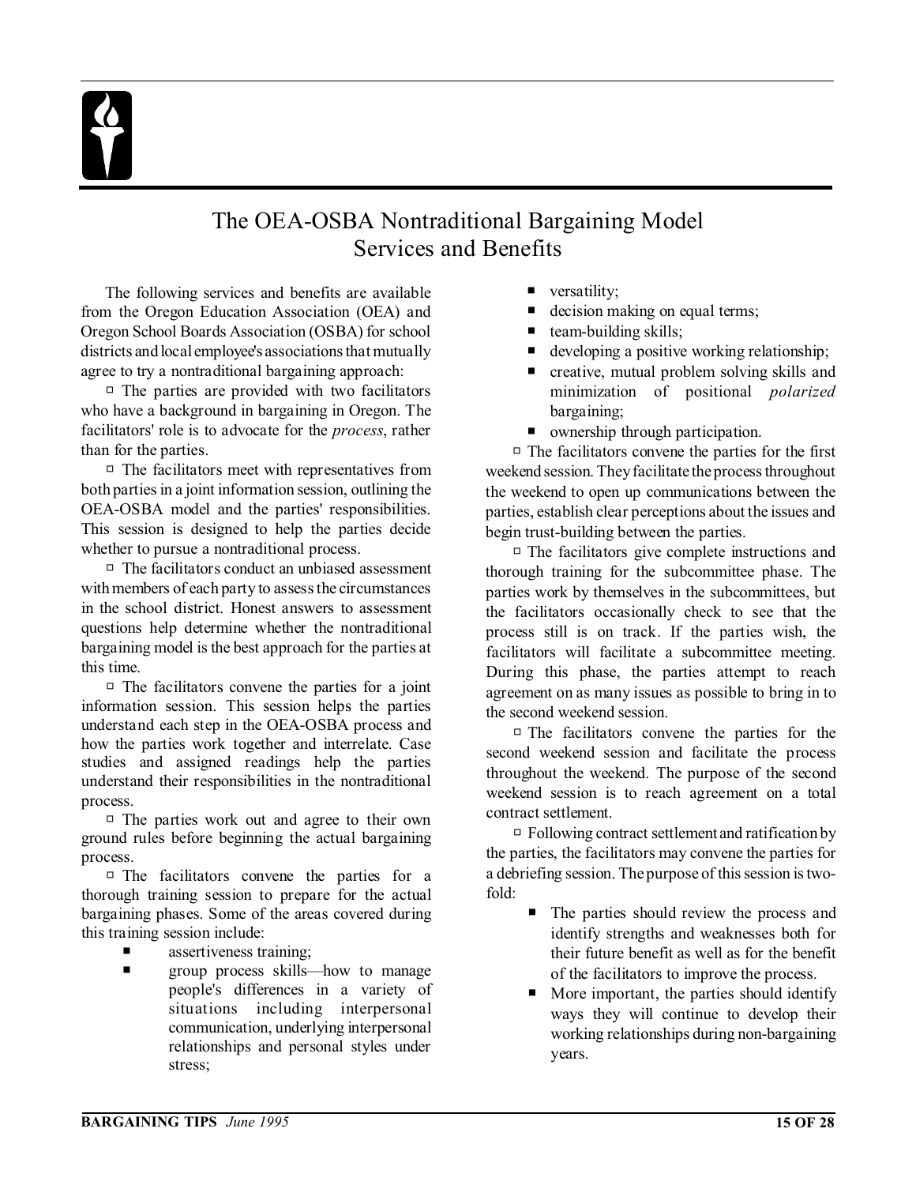# The OEA-OSBA Nontraditional Bargaining Model Services and Benefits

The following services and benefits are available from the Oregon Education Association (OEA) and Oregon School Boards Association (OSBA) for school districts and local employee's associations that mutually agree to try a nontraditional bargaining approach:

- The parties are provided with two facilitators who have a background in bargaining in Oregon. The facilitators' role is to advocate for the *process*, rather than for the parties.
- The facilitators meet with representatives from both parties in a joint information session, outlining the OEA-OSBA model and the parties' responsibilities. This session is designed to help the parties decide whether to pursue a nontraditional process.
- The facilitators conduct an unbiased assessment with members of each party to assess the circumstances in the school district. Honest answers to assessment questions help determine whether the nontraditional bargaining model is the best approach for the parties at this time.
- The facilitators convene the parties for a joint information session. This session helps the parties understand each step in the OEA-OSBA process and how the parties work together and interrelate. Case studies and assigned readings help the parties understand their responsibilities in the nontraditional process.
- The parties work out and agree to their own ground rules before beginning the actual bargaining process.
- The facilitators convene the parties for a thorough training session to prepare for the actual bargaining phases. Some of the areas covered during this training session include:
  - assertiveness training;
  - group process skills—how to manage people's differences in a variety of situations including interpersonal communication, underlying interpersonal relationships and personal styles under stress;
  - versatility;
  - decision making on equal terms;
  - team-building skills;
  - developing a positive working relationship;
  - creative, mutual problem solving skills and minimization of positional *polarized* bargaining;
  - ownership through participation.
- The facilitators convene the parties for the first weekend session. They facilitate the process throughout the weekend to open up communications between the parties, establish clear perceptions about the issues and begin trust-building between the parties.
- The facilitators give complete instructions and thorough training for the subcommittee phase. The parties work by themselves in the subcommittees, but the facilitators occasionally check to see that the process still is on track. If the parties wish, the facilitators will facilitate a subcommittee meeting. During this phase, the parties attempt to reach agreement on as many issues as possible to bring in to the second weekend session.
- The facilitators convene the parties for the second weekend session and facilitate the process throughout the weekend. The purpose of the second weekend session is to reach agreement on a total contract settlement.
- Following contract settlement and ratification by the parties, the facilitators may convene the parties for a debriefing session. The purpose of this session is two-fold:
  - The parties should review the process and identify strengths and weaknesses both for their future benefit as well as for the benefit of the facilitators to improve the process.
  - More important, the parties should identify ways they will continue to develop their working relationships during non-bargaining years.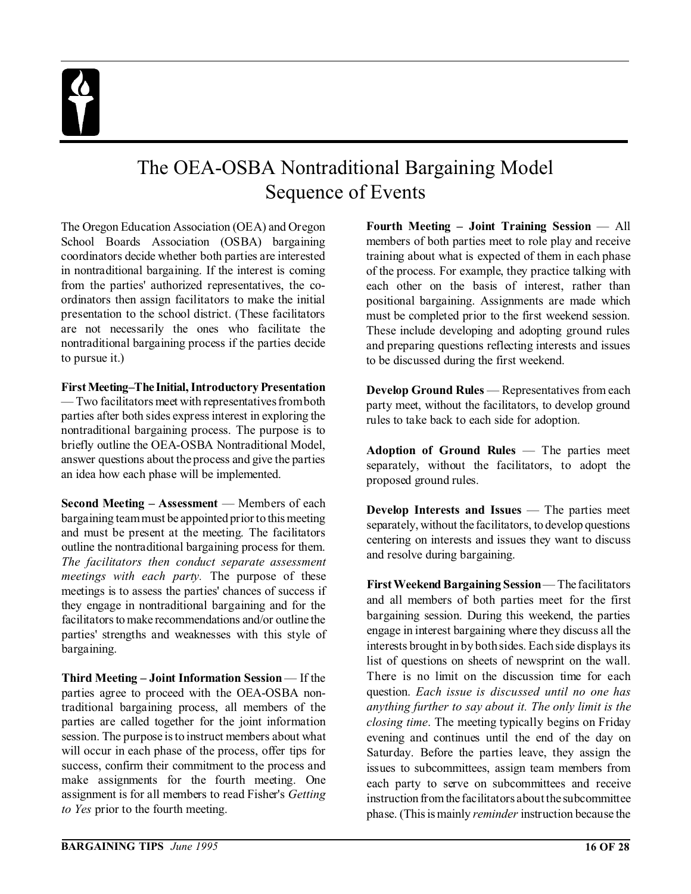# The OEA-OSBA Nontraditional Bargaining Model Sequence of Events

The Oregon Education Association (OEA) and Oregon School Boards Association (OSBA) bargaining coordinators decide whether both parties are interested in nontraditional bargaining. If the interest is coming from the parties' authorized representatives, the coordinators then assign facilitators to make the initial presentation to the school district. (These facilitators are not necessarily the ones who facilitate the nontraditional bargaining process if the parties decide to pursue it.)

**First Meeting–The Initial, Introductory Presentation** — Two facilitators meet with representatives from both parties after both sides express interest in exploring the nontraditional bargaining process. The purpose is to briefly outline the OEA-OSBA Nontraditional Model, answer questions about the process and give the parties an idea how each phase will be implemented.

**Second Meeting – Assessment** — Members of each bargaining team must be appointed prior to this meeting and must be present at the meeting. The facilitators outline the nontraditional bargaining process for them. *The facilitators then conduct separate assessment meetings with each party.* The purpose of these meetings is to assess the parties' chances of success if they engage in nontraditional bargaining and for the facilitators to make recommendations and/or outline the parties' strengths and weaknesses with this style of bargaining.

**Third Meeting – Joint Information Session** — If the parties agree to proceed with the OEA-OSBA nontraditional bargaining process, all members of the parties are called together for the joint information session. The purpose is to instruct members about what will occur in each phase of the process, offer tips for success, confirm their commitment to the process and make assignments for the fourth meeting. One assignment is for all members to read Fisher's *Getting to Yes* prior to the fourth meeting.

**Fourth Meeting – Joint Training Session** — All members of both parties meet to role play and receive training about what is expected of them in each phase of the process. For example, they practice talking with each other on the basis of interest, rather than positional bargaining. Assignments are made which must be completed prior to the first weekend session. These include developing and adopting ground rules and preparing questions reflecting interests and issues to be discussed during the first weekend.

**Develop Ground Rules** — Representatives from each party meet, without the facilitators, to develop ground rules to take back to each side for adoption.

**Adoption of Ground Rules** — The parties meet separately, without the facilitators, to adopt the proposed ground rules.

**Develop Interests and Issues** — The parties meet separately, without the facilitators, to develop questions centering on interests and issues they want to discuss and resolve during bargaining.

**First Weekend Bargaining Session** — The facilitators and all members of both parties meet for the first bargaining session. During this weekend, the parties engage in interest bargaining where they discuss all the interests brought in by both sides. Each side displays its list of questions on sheets of newsprint on the wall. There is no limit on the discussion time for each question. *Each issue is discussed until no one has anything further to say about it. The only limit is the closing time*. The meeting typically begins on Friday evening and continues until the end of the day on Saturday. Before the parties leave, they assign the issues to subcommittees, assign team members from each party to serve on subcommittees and receive instruction from the facilitators about the subcommittee phase. (This is mainly *reminder* instruction because the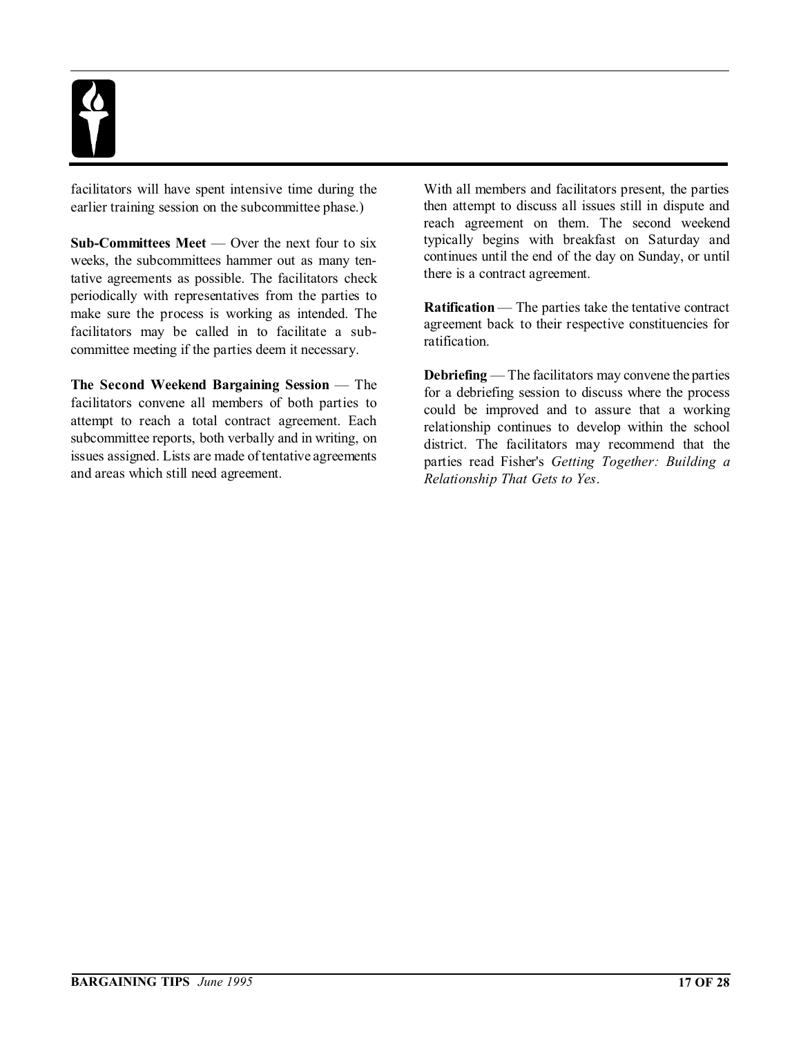facilitators will have spent intensive time during the earlier training session on the subcommittee phase.)

**Sub-Committees Meet** — Over the next four to six weeks, the subcommittees hammer out as many tentative agreements as possible. The facilitators check periodically with representatives from the parties to make sure the process is working as intended. The facilitators may be called in to facilitate a subcommittee meeting if the parties deem it necessary.

**The Second Weekend Bargaining Session** — The facilitators convene all members of both parties to attempt to reach a total contract agreement. Each subcommittee reports, both verbally and in writing, on issues assigned. Lists are made of tentative agreements and areas which still need agreement.

With all members and facilitators present, the parties then attempt to discuss all issues still in dispute and reach agreement on them. The second weekend typically begins with breakfast on Saturday and continues until the end of the day on Sunday, or until there is a contract agreement.

**Ratification** — The parties take the tentative contract agreement back to their respective constituencies for ratification.

**Debriefing** — The facilitators may convene the parties for a debriefing session to discuss where the process could be improved and to assure that a working relationship continues to develop within the school district. The facilitators may recommend that the parties read Fisher's *Getting Together: Building a Relationship That Gets to Yes*.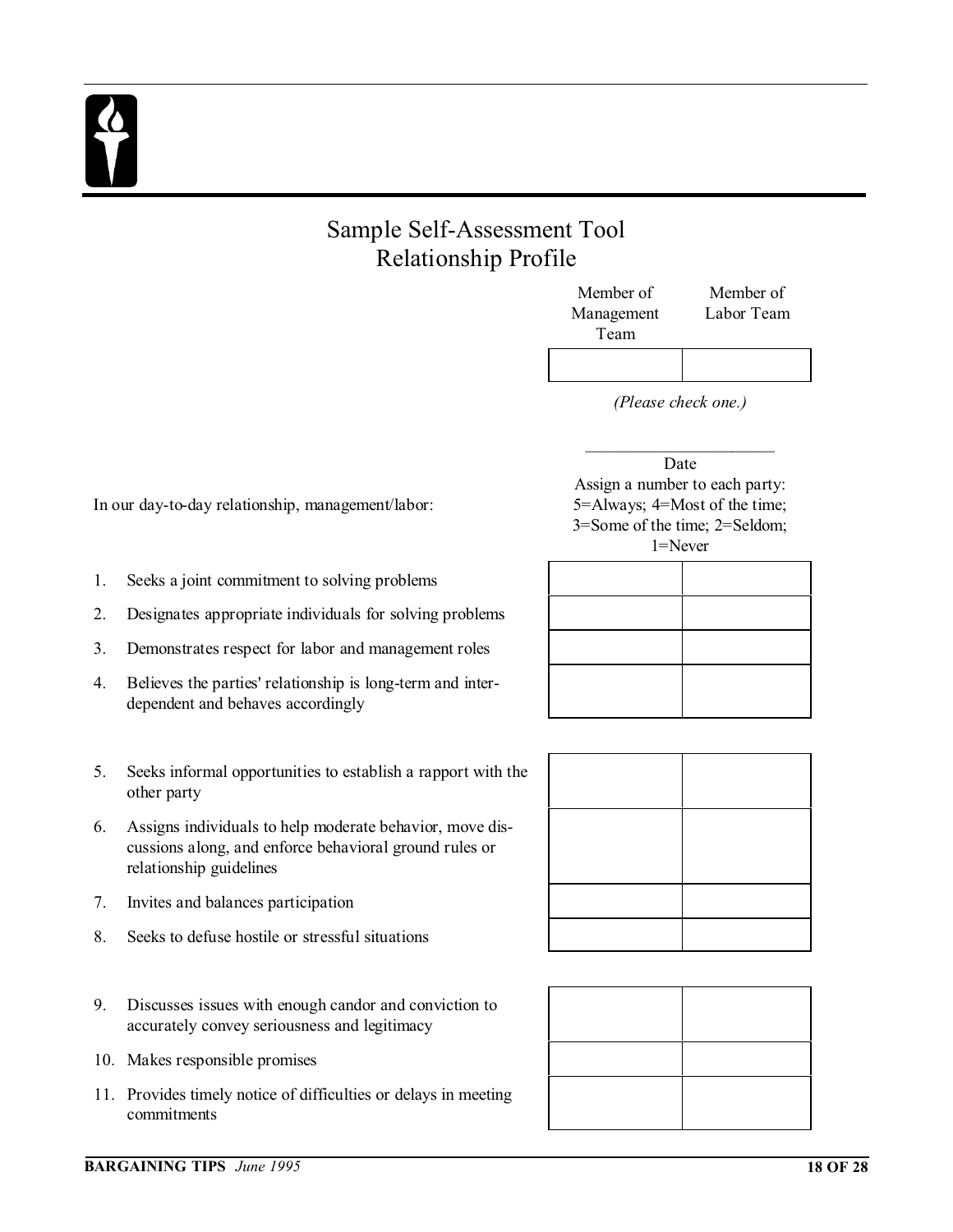# Sample Self-Assessment Tool
## Relationship Profile

| Member of Management Team | Member of Labor Team |
|---|---|
| | |

*(Please check one.)*

\_\_\_\_\_\_\_\_\_\_\_\_\_\_\_\_\_\_\_\_\_\_
Date

In our day-to-day relationship, management/labor:

Assign a number to each party: 5=Always; 4=Most of the time; 3=Some of the time; 2=Seldom; 1=Never

| | | |
|---|---|---|
| 1. Seeks a joint commitment to solving problems | | |
| 2. Designates appropriate individuals for solving problems | | |
| 3. Demonstrates respect for labor and management roles | | |
| 4. Believes the parties' relationship is long-term and inter-dependent and behaves accordingly | | |
| 5. Seeks informal opportunities to establish a rapport with the other party | | |
| 6. Assigns individuals to help moderate behavior, move discussions along, and enforce behavioral ground rules or relationship guidelines | | |
| 7. Invites and balances participation | | |
| 8. Seeks to defuse hostile or stressful situations | | |
| 9. Discusses issues with enough candor and conviction to accurately convey seriousness and legitimacy | | |
| 10. Makes responsible promises | | |
| 11. Provides timely notice of difficulties or delays in meeting commitments | | |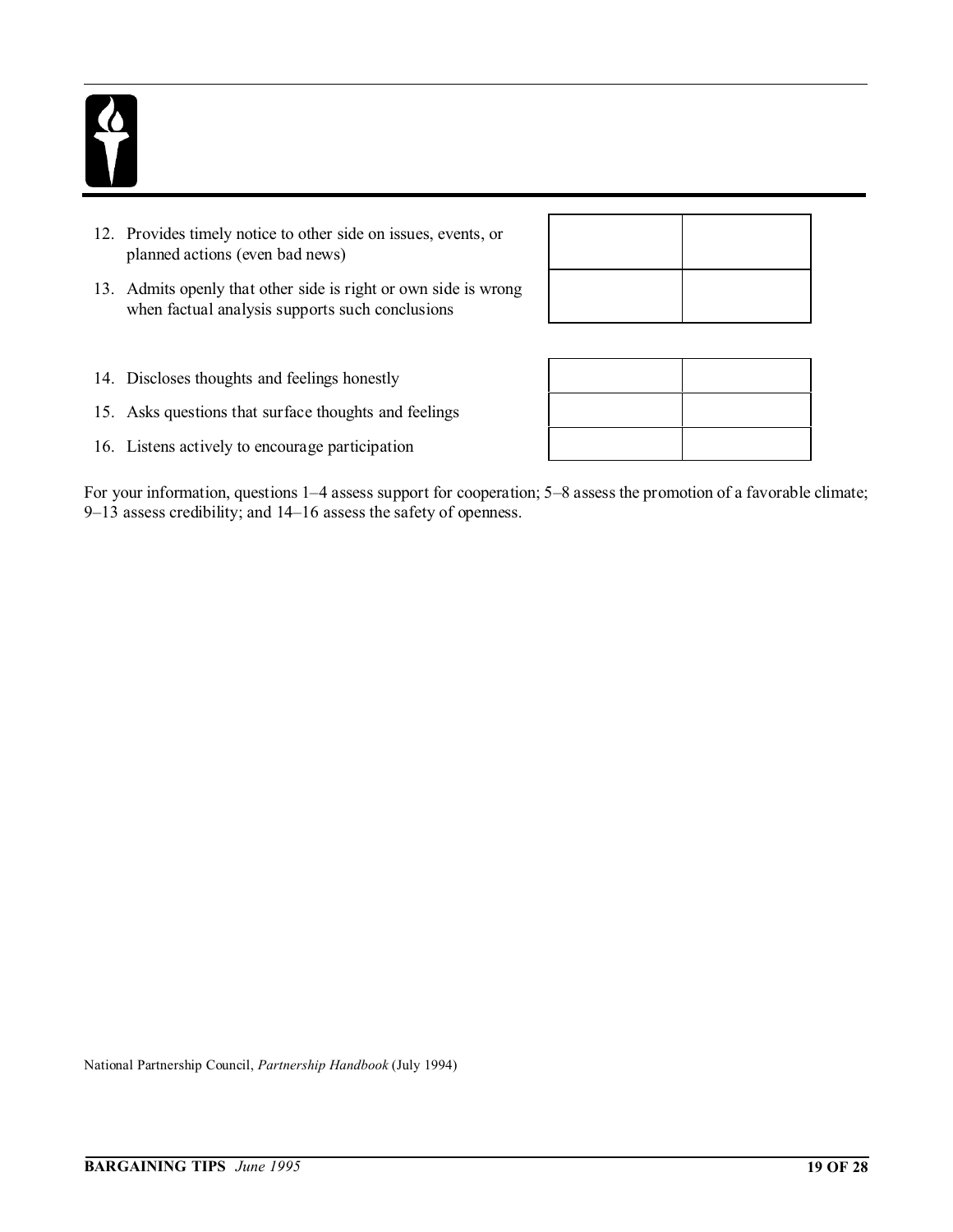| | | |
|---|---|---|
| 12. Provides timely notice to other side on issues, events, or planned actions (even bad news) | | |
| 13. Admits openly that other side is right or own side is wrong when factual analysis supports such conclusions | | |

| | | |
|---|---|---|
| 14. Discloses thoughts and feelings honestly | | |
| 15. Asks questions that surface thoughts and feelings | | |
| 16. Listens actively to encourage participation | | |

For your information, questions 1–4 assess support for cooperation; 5–8 assess the promotion of a favorable climate; 9–13 assess credibility; and 14–16 assess the safety of openness.

National Partnership Council, *Partnership Handbook* (July 1994)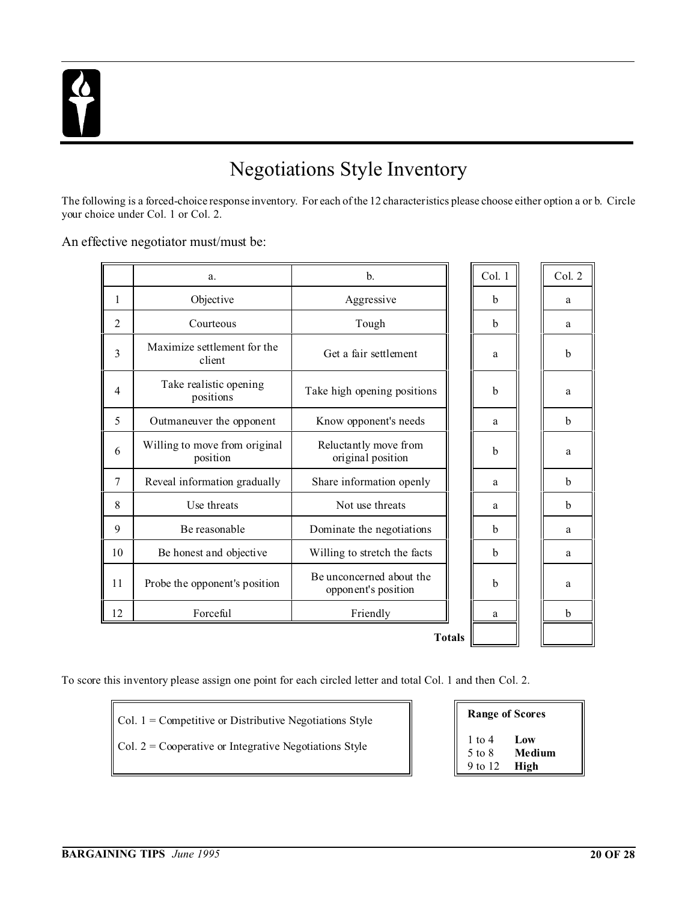# Negotiations Style Inventory

The following is a forced-choice response inventory. For each of the 12 characteristics please choose either option a or b. Circle your choice under Col. 1 or Col. 2.

An effective negotiator must/must be:

| | a. | b. | Col. 1 | Col. 2 |
|---|---|---|---|---|
| 1 | Objective | Aggressive | b | a |
| 2 | Courteous | Tough | b | a |
| 3 | Maximize settlement for the client | Get a fair settlement | a | b |
| 4 | Take realistic opening positions | Take high opening positions | b | a |
| 5 | Outmaneuver the opponent | Know opponent's needs | a | b |
| 6 | Willing to move from original position | Reluctantly move from original position | b | a |
| 7 | Reveal information gradually | Share information openly | a | b |
| 8 | Use threats | Not use threats | a | b |
| 9 | Be reasonable | Dominate the negotiations | b | a |
| 10 | Be honest and objective | Willing to stretch the facts | b | a |
| 11 | Probe the opponent's position | Be unconcerned about the opponent's position | b | a |
| 12 | Forceful | Friendly | a | b |
| | | **Totals** | | |

To score this inventory please assign one point for each circled letter and total Col. 1 and then Col. 2.

Col. 1 = Competitive or Distributive Negotiations Style

Col. 2 = Cooperative or Integrative Negotiations Style

**Range of Scores**

| | |
|---|---|
| 1 to 4 | **Low** |
| 5 to 8 | **Medium** |
| 9 to 12 | **High** |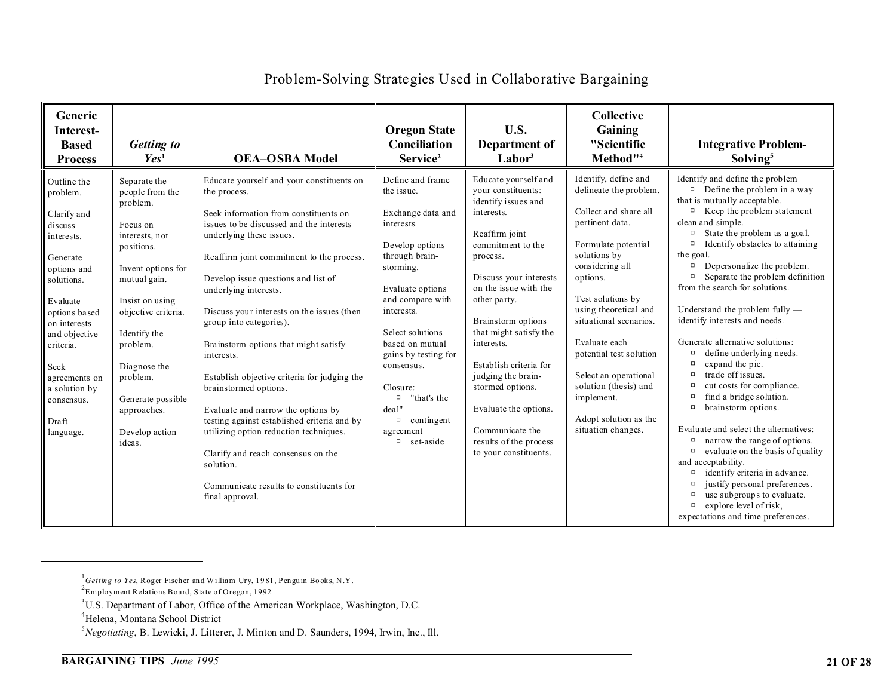## Problem-Solving Strategies Used in Collaborative Bargaining

| Generic Interest-Based Process | *Getting to Yes*[1] | OEA–OSBA Model | Oregon State Conciliation Service[2] | U.S. Department of Labor[3] | Collective Gaining "Scientific Method"[4] | Integrative Problem-Solving[5] |
|---|---|---|---|---|---|---|
| Outline the problem.<br><br>Clarify and discuss interests.<br><br>Generate options and solutions.<br><br>Evaluate options based on interests and objective criteria.<br><br>Seek agreements on a solution by consensus.<br><br>Draft language. | Separate the people from the problem.<br><br>Focus on interests, not positions.<br><br>Invent options for mutual gain.<br><br>Insist on using objective criteria.<br><br>Identify the problem.<br><br>Diagnose the problem.<br><br>Generate possible approaches.<br><br>Develop action ideas. | Educate yourself and your constituents on the process.<br><br>Seek information from constituents on issues to be discussed and the interests underlying these issues.<br><br>Reaffirm joint commitment to the process.<br><br>Develop issue questions and list of underlying interests.<br><br>Discuss your interests on the issues (then group into categories).<br><br>Brainstorm options that might satisfy interests.<br><br>Establish objective criteria for judging the brainstormed options.<br><br>Evaluate and narrow the options by testing against established criteria and by utilizing option reduction techniques.<br><br>Clarify and reach consensus on the solution.<br><br>Communicate results to constituents for final approval. | Define and frame the issue.<br><br>Exchange data and interests.<br><br>Develop options through brain-storming.<br><br>Evaluate options and compare with interests.<br><br>Select solutions based on mutual gains by testing for consensus.<br><br>Closure:<br>▫ "that's the deal"<br>▫ contingent agreement<br>▫ set-aside | Educate yourself and your constituents: identify issues and interests.<br><br>Reaffirm joint commitment to the process.<br><br>Discuss your interests on the issue with the other party.<br><br>Brainstorm options that might satisfy the interests.<br><br>Establish criteria for judging the brain-stormed options.<br><br>Evaluate the options.<br><br>Communicate the results of the process to your constituents. | Identify, define and delineate the problem.<br><br>Collect and share all pertinent data.<br><br>Formulate potential solutions by considering all options.<br><br>Test solutions by using theoretical and situational scenarios.<br><br>Evaluate each potential test solution<br><br>Select an operational solution (thesis) and implement.<br><br>Adopt solution as the situation changes. | Identify and define the problem<br>▫ Define the problem in a way that is mutually acceptable.<br>▫ Keep the problem statement clean and simple.<br>▫ State the problem as a goal.<br>▫ Identify obstacles to attaining the goal.<br>▫ Depersonalize the problem.<br>▫ Separate the problem definition from the search for solutions.<br><br>Understand the problem fully — identify interests and needs.<br><br>Generate alternative solutions:<br>▫ define underlying needs.<br>▫ expand the pie.<br>▫ trade off issues.<br>▫ cut costs for compliance.<br>▫ find a bridge solution.<br>▫ brainstorm options.<br><br>Evaluate and select the alternatives:<br>▫ narrow the range of options.<br>▫ evaluate on the basis of quality and acceptability.<br>▫ identify criteria in advance.<br>▫ justify personal preferences.<br>▫ use subgroups to evaluate.<br>▫ explore level of risk, expectations and time preferences. |

---

[1] *Getting to Yes*, Roger Fischer and William Ury, 1981, Penguin Books, N.Y.

[2] Employment Relations Board, State of Oregon, 1992

[3] U.S. Department of Labor, Office of the American Workplace, Washington, D.C.

[4] Helena, Montana School District

[5] *Negotiating*, B. Lewicki, J. Litterer, J. Minton and D. Saunders, 1994, Irwin, Inc., Ill.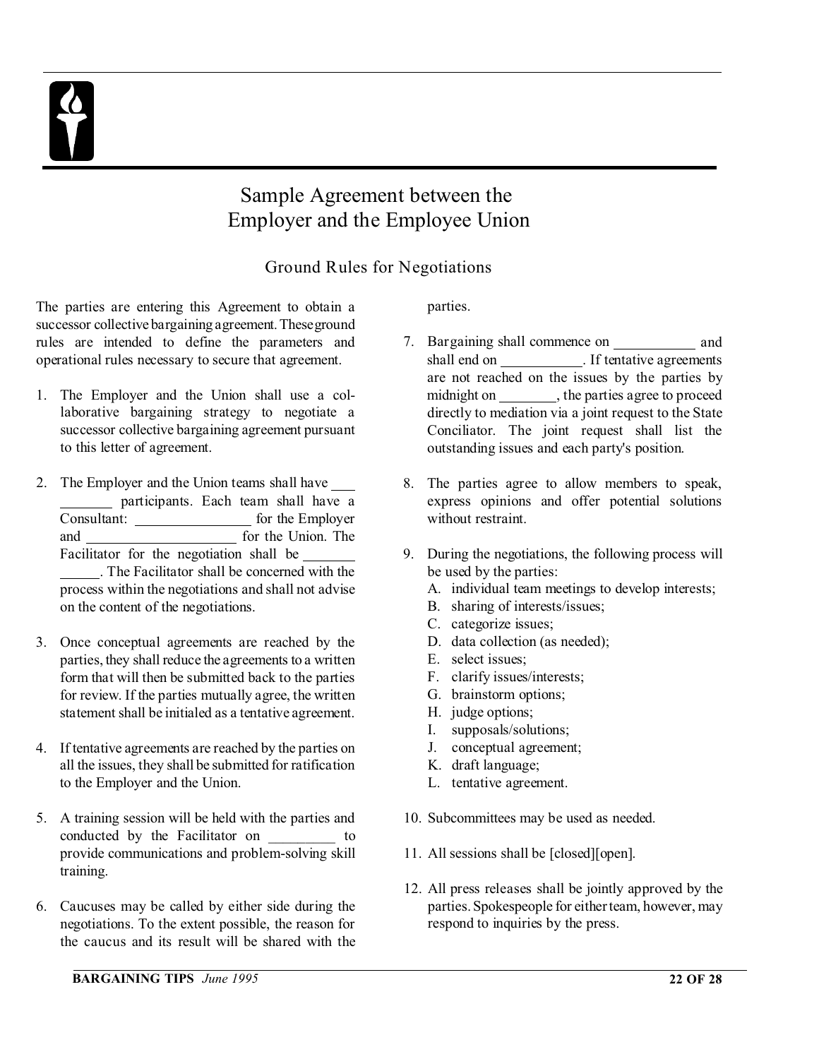# Sample Agreement between the Employer and the Employee Union

## Ground Rules for Negotiations

The parties are entering this Agreement to obtain a successor collective bargaining agreement. These ground rules are intended to define the parameters and operational rules necessary to secure that agreement.

1. The Employer and the Union shall use a collaborative bargaining strategy to negotiate a successor collective bargaining agreement pursuant to this letter of agreement.

2. The Employer and the Union teams shall have ___________ participants. Each team shall have a Consultant: ________________ for the Employer and _____________________ for the Union. The Facilitator for the negotiation shall be _____________. The Facilitator shall be concerned with the process within the negotiations and shall not advise on the content of the negotiations.

3. Once conceptual agreements are reached by the parties, they shall reduce the agreements to a written form that will then be submitted back to the parties for review. If the parties mutually agree, the written statement shall be initialed as a tentative agreement.

4. If tentative agreements are reached by the parties on all the issues, they shall be submitted for ratification to the Employer and the Union.

5. A training session will be held with the parties and conducted by the Facilitator on _________ to provide communications and problem-solving skill training.

6. Caucuses may be called by either side during the negotiations. To the extent possible, the reason for the caucus and its result will be shared with the parties.

7. Bargaining shall commence on ___________ and shall end on ___________. If tentative agreements are not reached on the issues by the parties by midnight on ________, the parties agree to proceed directly to mediation via a joint request to the State Conciliator. The joint request shall list the outstanding issues and each party's position.

8. The parties agree to allow members to speak, express opinions and offer potential solutions without restraint.

9. During the negotiations, the following process will be used by the parties:
   A. individual team meetings to develop interests;
   B. sharing of interests/issues;
   C. categorize issues;
   D. data collection (as needed);
   E. select issues;
   F. clarify issues/interests;
   G. brainstorm options;
   H. judge options;
   I. supposals/solutions;
   J. conceptual agreement;
   K. draft language;
   L. tentative agreement.

10. Subcommittees may be used as needed.

11. All sessions shall be [closed][open].

12. All press releases shall be jointly approved by the parties. Spokespeople for either team, however, may respond to inquiries by the press.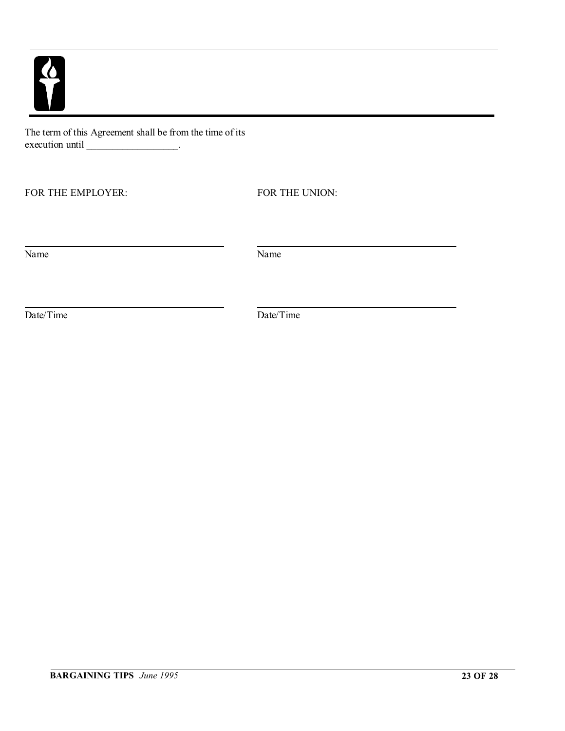The term of this Agreement shall be from the time of its execution until __________________.

FOR THE EMPLOYER:

______________________________

Name

______________________________

Date/Time

FOR THE UNION:

______________________________

Name

______________________________

Date/Time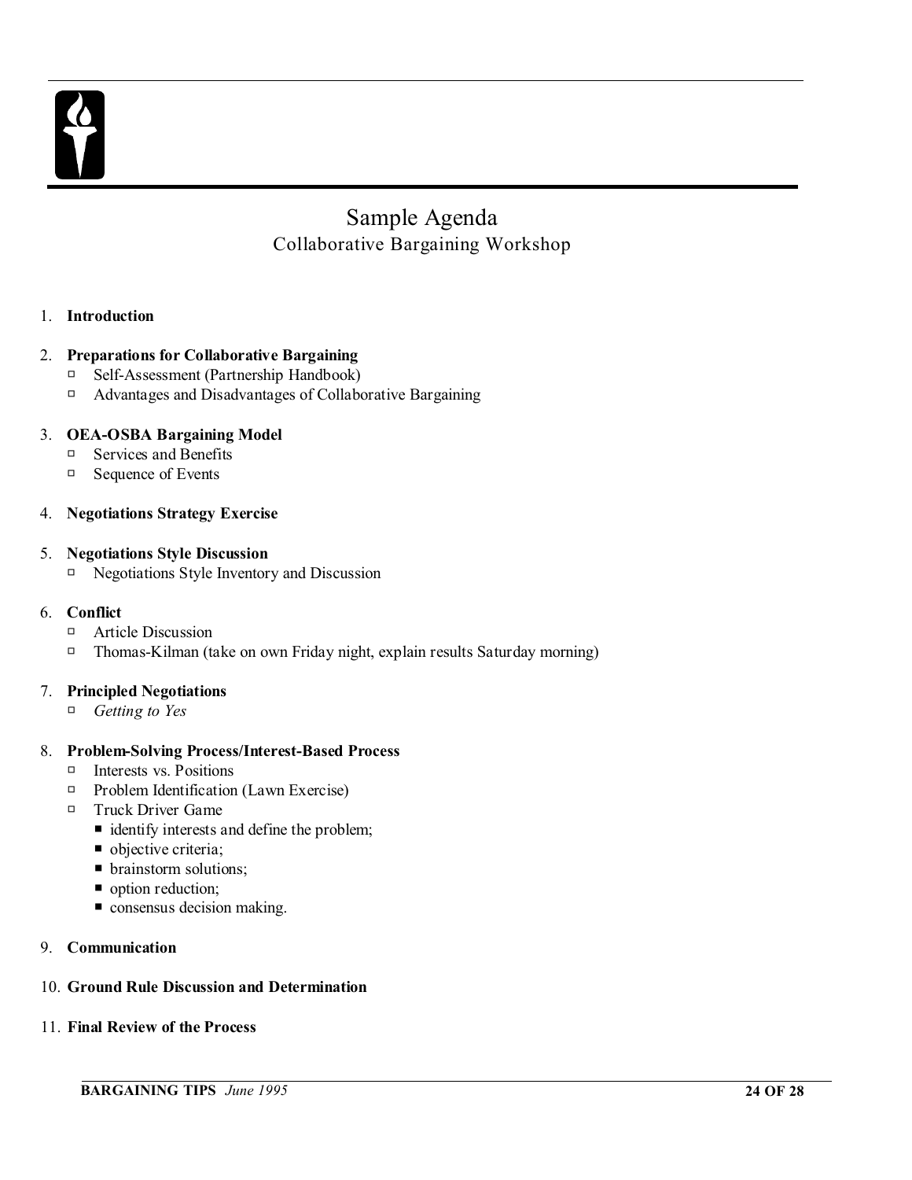# Sample Agenda

## Collaborative Bargaining Workshop

1. **Introduction**
2. **Preparations for Collaborative Bargaining**
   - Self-Assessment (Partnership Handbook)
   - Advantages and Disadvantages of Collaborative Bargaining
3. **OEA-OSBA Bargaining Model**
   - Services and Benefits
   - Sequence of Events
4. **Negotiations Strategy Exercise**
5. **Negotiations Style Discussion**
   - Negotiations Style Inventory and Discussion
6. **Conflict**
   - Article Discussion
   - Thomas-Kilman (take on own Friday night, explain results Saturday morning)
7. **Principled Negotiations**
   - *Getting to Yes*
8. **Problem-Solving Process/Interest-Based Process**
   - Interests vs. Positions
   - Problem Identification (Lawn Exercise)
   - Truck Driver Game
     - identify interests and define the problem;
     - objective criteria;
     - brainstorm solutions;
     - option reduction;
     - consensus decision making.
9. **Communication**
10. **Ground Rule Discussion and Determination**
11. **Final Review of the Process**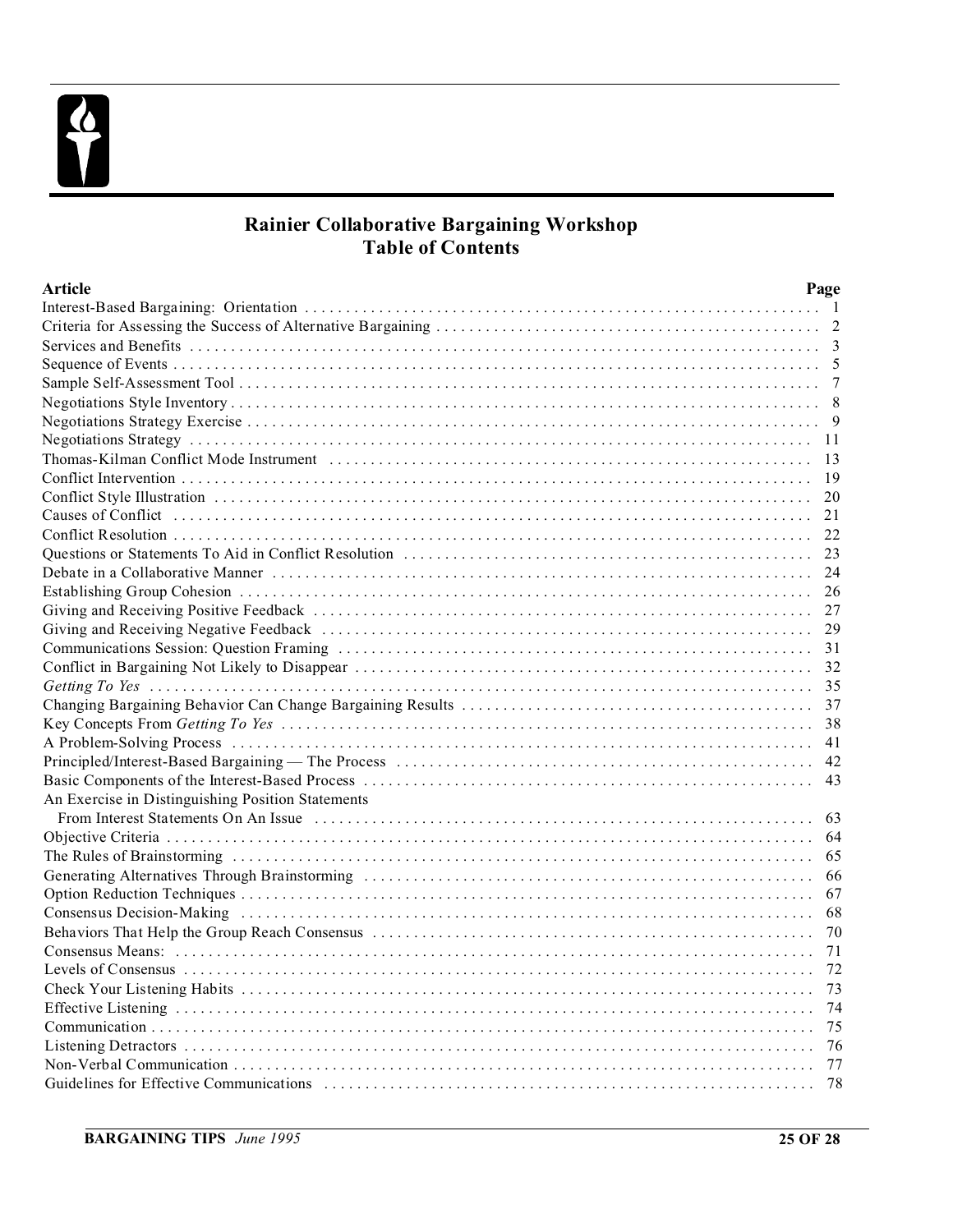## Rainier Collaborative Bargaining Workshop
## Table of Contents

| Article | Page |
|---|---|
| Interest-Based Bargaining: Orientation | 1 |
| Criteria for Assessing the Success of Alternative Bargaining | 2 |
| Services and Benefits | 3 |
| Sequence of Events | 5 |
| Sample Self-Assessment Tool | 7 |
| Negotiations Style Inventory | 8 |
| Negotiations Strategy Exercise | 9 |
| Negotiations Strategy | 11 |
| Thomas-Kilman Conflict Mode Instrument | 13 |
| Conflict Intervention | 19 |
| Conflict Style Illustration | 20 |
| Causes of Conflict | 21 |
| Conflict Resolution | 22 |
| Questions or Statements To Aid in Conflict Resolution | 23 |
| Debate in a Collaborative Manner | 24 |
| Establishing Group Cohesion | 26 |
| Giving and Receiving Positive Feedback | 27 |
| Giving and Receiving Negative Feedback | 29 |
| Communications Session: Question Framing | 31 |
| Conflict in Bargaining Not Likely to Disappear | 32 |
| *Getting To Yes* | 35 |
| Changing Bargaining Behavior Can Change Bargaining Results | 37 |
| Key Concepts From *Getting To Yes* | 38 |
| A Problem-Solving Process | 41 |
| Principled/Interest-Based Bargaining — The Process | 42 |
| Basic Components of the Interest-Based Process | 43 |
| An Exercise in Distinguishing Position Statements From Interest Statements On An Issue | 63 |
| Objective Criteria | 64 |
| The Rules of Brainstorming | 65 |
| Generating Alternatives Through Brainstorming | 66 |
| Option Reduction Techniques | 67 |
| Consensus Decision-Making | 68 |
| Behaviors That Help the Group Reach Consensus | 70 |
| Consensus Means: | 71 |
| Levels of Consensus | 72 |
| Check Your Listening Habits | 73 |
| Effective Listening | 74 |
| Communication | 75 |
| Listening Detractors | 76 |
| Non-Verbal Communication | 77 |
| Guidelines for Effective Communications | 78 |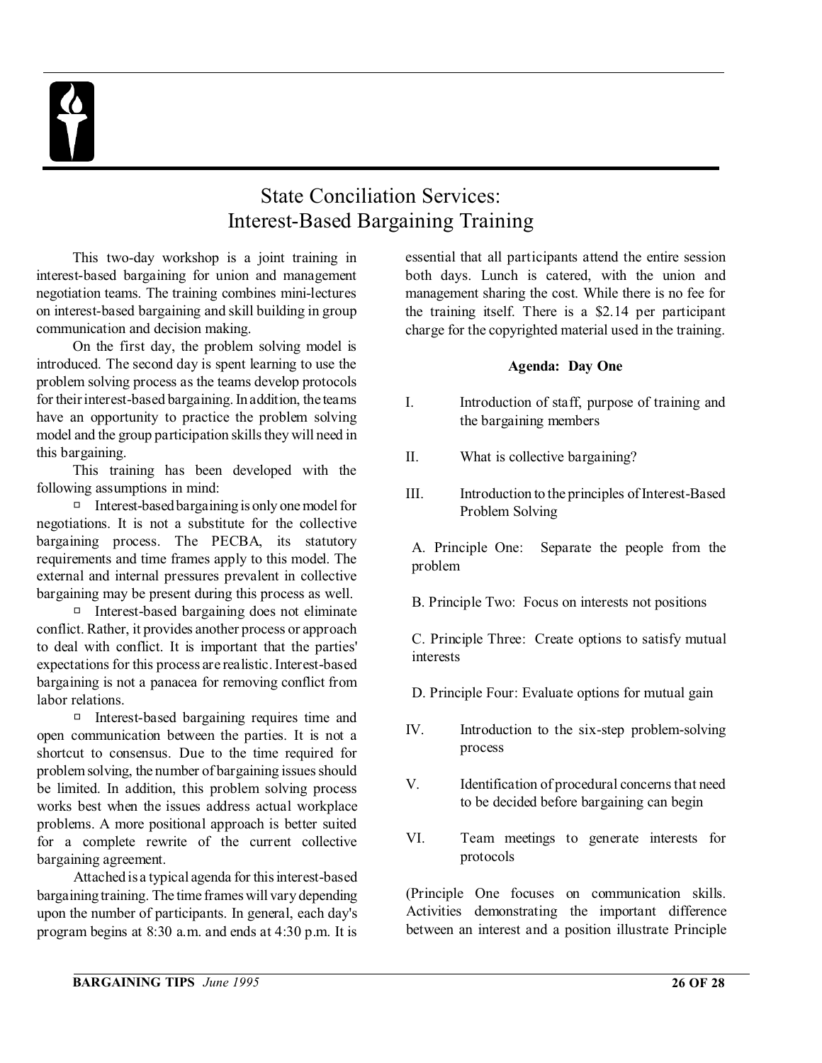# State Conciliation Services: Interest-Based Bargaining Training

This two-day workshop is a joint training in interest-based bargaining for union and management negotiation teams. The training combines mini-lectures on interest-based bargaining and skill building in group communication and decision making.

On the first day, the problem solving model is introduced. The second day is spent learning to use the problem solving process as the teams develop protocols for their interest-based bargaining. In addition, the teams have an opportunity to practice the problem solving model and the group participation skills they will need in this bargaining.

This training has been developed with the following assumptions in mind:

- Interest-based bargaining is only one model for negotiations. It is not a substitute for the collective bargaining process. The PECBA, its statutory requirements and time frames apply to this model. The external and internal pressures prevalent in collective bargaining may be present during this process as well.
- Interest-based bargaining does not eliminate conflict. Rather, it provides another process or approach to deal with conflict. It is important that the parties' expectations for this process are realistic. Interest-based bargaining is not a panacea for removing conflict from labor relations.
- Interest-based bargaining requires time and open communication between the parties. It is not a shortcut to consensus. Due to the time required for problem solving, the number of bargaining issues should be limited. In addition, this problem solving process works best when the issues address actual workplace problems. A more positional approach is better suited for a complete rewrite of the current collective bargaining agreement.

Attached is a typical agenda for this interest-based bargaining training. The time frames will vary depending upon the number of participants. In general, each day's program begins at 8:30 a.m. and ends at 4:30 p.m. It is essential that all participants attend the entire session both days. Lunch is catered, with the union and management sharing the cost. While there is no fee for the training itself. There is a $2.14 per participant charge for the copyrighted material used in the training.

**Agenda: Day One**

I. Introduction of staff, purpose of training and the bargaining members

II. What is collective bargaining?

III. Introduction to the principles of Interest-Based Problem Solving

A. Principle One: Separate the people from the problem

B. Principle Two: Focus on interests not positions

C. Principle Three: Create options to satisfy mutual interests

D. Principle Four: Evaluate options for mutual gain

IV. Introduction to the six-step problem-solving process

V. Identification of procedural concerns that need to be decided before bargaining can begin

VI. Team meetings to generate interests for protocols

(Principle One focuses on communication skills. Activities demonstrating the important difference between an interest and a position illustrate Principle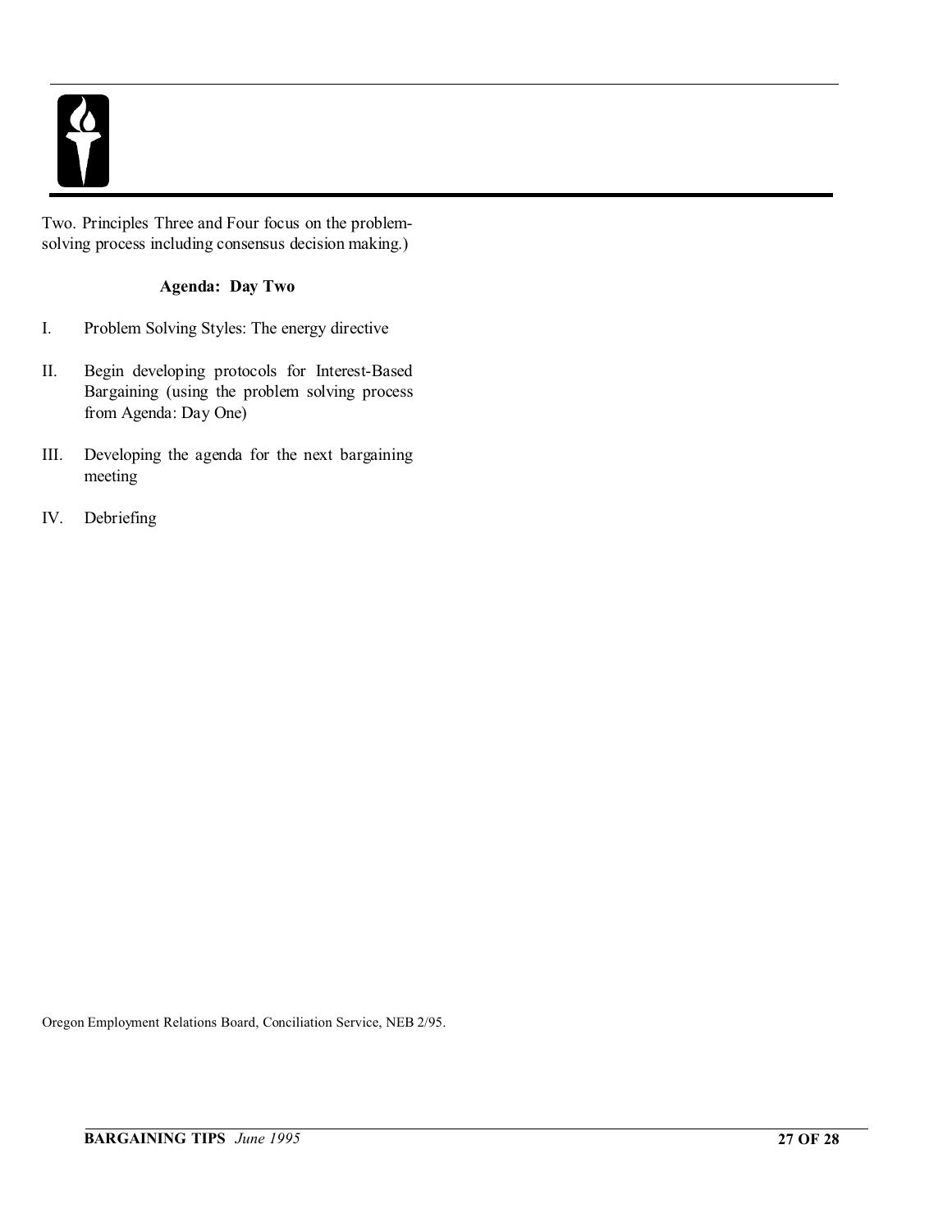Two. Principles Three and Four focus on the problem-solving process including consensus decision making.)

**Agenda: Day Two**

I. Problem Solving Styles: The energy directive

II. Begin developing protocols for Interest-Based Bargaining (using the problem solving process from Agenda: Day One)

III. Developing the agenda for the next bargaining meeting

IV. Debriefing

Oregon Employment Relations Board, Conciliation Service, NEB 2/95.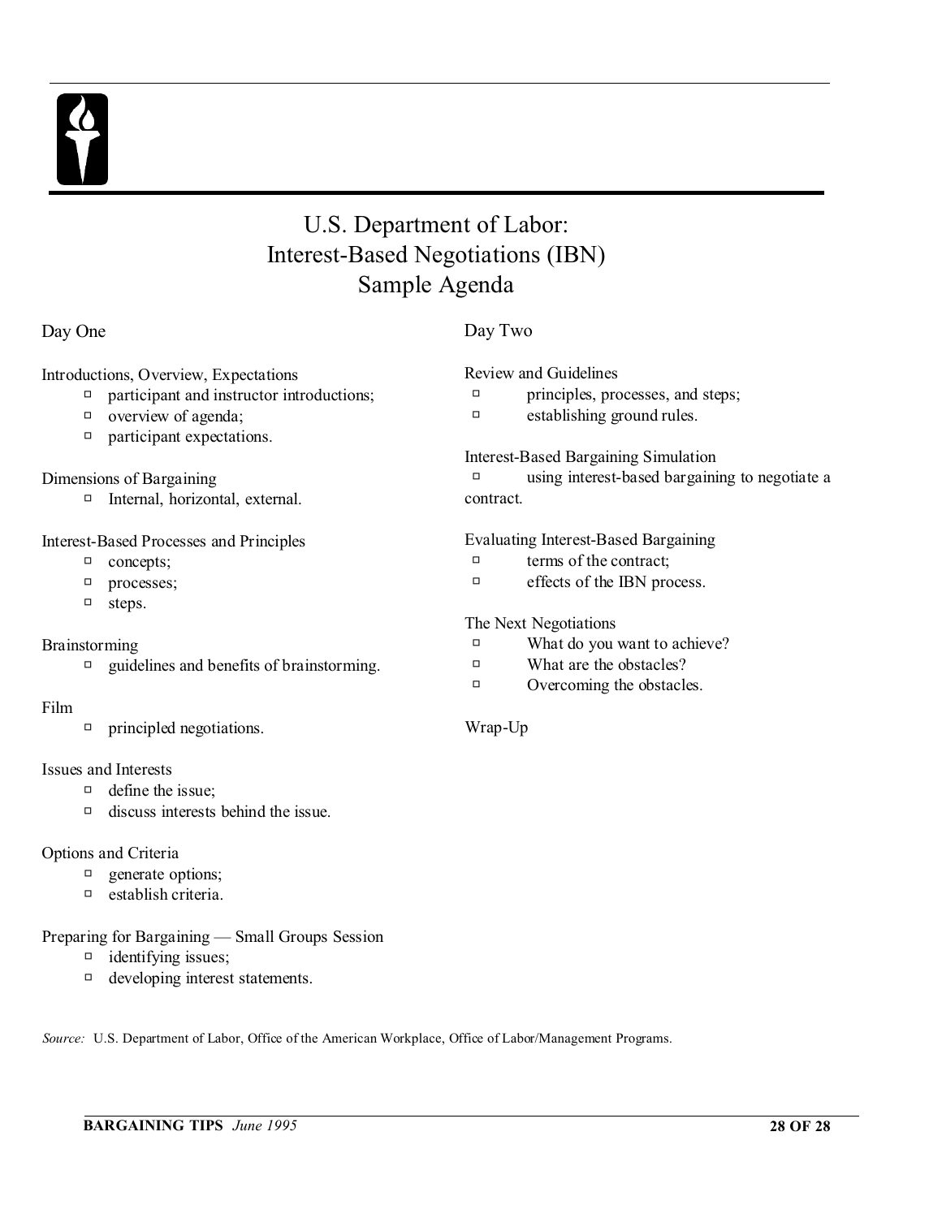# U.S. Department of Labor: Interest-Based Negotiations (IBN) Sample Agenda

## Day One

Introductions, Overview, Expectations

- participant and instructor introductions;
- overview of agenda;
- participant expectations.

Dimensions of Bargaining

- Internal, horizontal, external.

Interest-Based Processes and Principles

- concepts;
- processes;
- steps.

Brainstorming

- guidelines and benefits of brainstorming.

Film

- principled negotiations.

Issues and Interests

- define the issue;
- discuss interests behind the issue.

Options and Criteria

- generate options;
- establish criteria.

Preparing for Bargaining — Small Groups Session

- identifying issues;
- developing interest statements.

## Day Two

Review and Guidelines

- principles, processes, and steps;
- establishing ground rules.

Interest-Based Bargaining Simulation

- using interest-based bargaining to negotiate a contract.

Evaluating Interest-Based Bargaining

- terms of the contract;
- effects of the IBN process.

The Next Negotiations

- What do you want to achieve?
- What are the obstacles?
- Overcoming the obstacles.

Wrap-Up

*Source:* U.S. Department of Labor, Office of the American Workplace, Office of Labor/Management Programs.